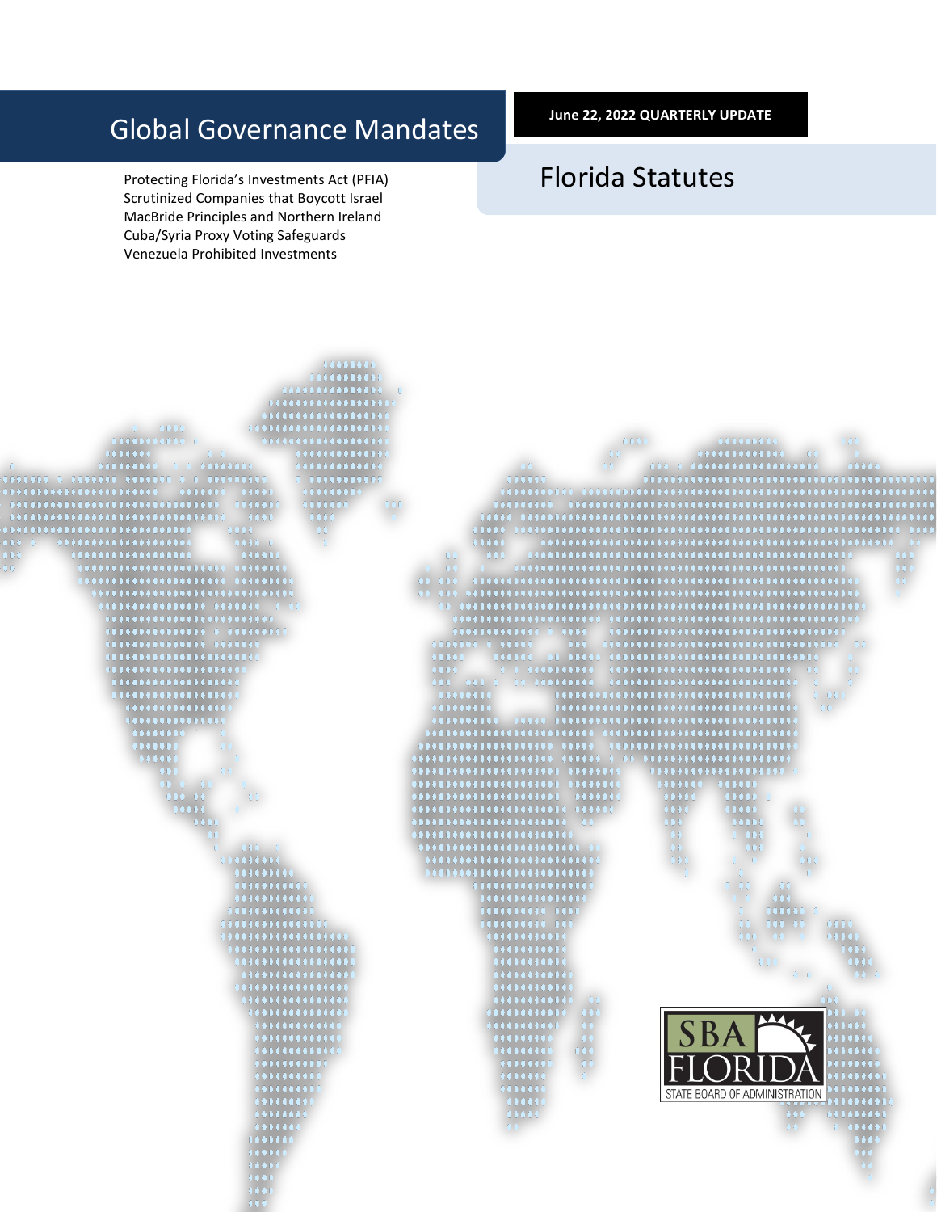# Global Governance Mandates

**June 22, 2022 QUARTERLY UPDATE**

## Florida Statutes

Protecting Florida's Investments Act (PFIA)
Scrutinized Companies that Boycott Israel
MacBride Principles and Northern Ireland
Cuba/Syria Proxy Voting Safeguards
Venezuela Prohibited Investments

SBA FLORIDA
STATE BOARD OF ADMINISTRATION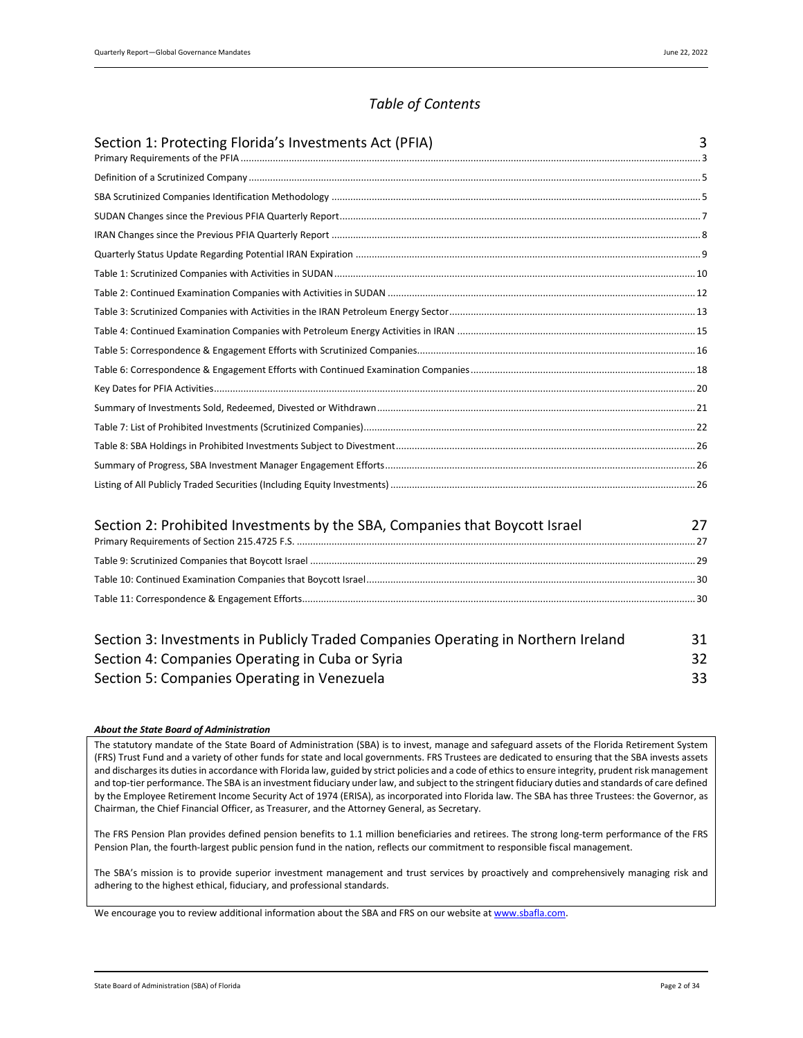## *Table of Contents*

| | |
|---|---|
| **Section 1: Protecting Florida's Investments Act (PFIA)** | **3** |
| Primary Requirements of the PFIA | 3 |
| Definition of a Scrutinized Company | 5 |
| SBA Scrutinized Companies Identification Methodology | 5 |
| SUDAN Changes since the Previous PFIA Quarterly Report | 7 |
| IRAN Changes since the Previous PFIA Quarterly Report | 8 |
| Quarterly Status Update Regarding Potential IRAN Expiration | 9 |
| Table 1: Scrutinized Companies with Activities in SUDAN | 10 |
| Table 2: Continued Examination Companies with Activities in SUDAN | 12 |
| Table 3: Scrutinized Companies with Activities in the IRAN Petroleum Energy Sector | 13 |
| Table 4: Continued Examination Companies with Petroleum Energy Activities in IRAN | 15 |
| Table 5: Correspondence & Engagement Efforts with Scrutinized Companies | 16 |
| Table 6: Correspondence & Engagement Efforts with Continued Examination Companies | 18 |
| Key Dates for PFIA Activities | 20 |
| Summary of Investments Sold, Redeemed, Divested or Withdrawn | 21 |
| Table 7: List of Prohibited Investments (Scrutinized Companies) | 22 |
| Table 8: SBA Holdings in Prohibited Investments Subject to Divestment | 26 |
| Summary of Progress, SBA Investment Manager Engagement Efforts | 26 |
| Listing of All Publicly Traded Securities (Including Equity Investments) | 26 |
| **Section 2: Prohibited Investments by the SBA, Companies that Boycott Israel** | **27** |
| Primary Requirements of Section 215.4725 F.S. | 27 |
| Table 9: Scrutinized Companies that Boycott Israel | 29 |
| Table 10: Continued Examination Companies that Boycott Israel | 30 |
| Table 11: Correspondence & Engagement Efforts | 30 |
| **Section 3: Investments in Publicly Traded Companies Operating in Northern Ireland** | **31** |
| **Section 4: Companies Operating in Cuba or Syria** | **32** |
| **Section 5: Companies Operating in Venezuela** | **33** |

***About the State Board of Administration***

The statutory mandate of the State Board of Administration (SBA) is to invest, manage and safeguard assets of the Florida Retirement System (FRS) Trust Fund and a variety of other funds for state and local governments. FRS Trustees are dedicated to ensuring that the SBA invests assets and discharges its duties in accordance with Florida law, guided by strict policies and a code of ethics to ensure integrity, prudent risk management and top-tier performance. The SBA is an investment fiduciary under law, and subject to the stringent fiduciary duties and standards of care defined by the Employee Retirement Income Security Act of 1974 (ERISA), as incorporated into Florida law. The SBA has three Trustees: the Governor, as Chairman, the Chief Financial Officer, as Treasurer, and the Attorney General, as Secretary.

The FRS Pension Plan provides defined pension benefits to 1.1 million beneficiaries and retirees. The strong long-term performance of the FRS Pension Plan, the fourth-largest public pension fund in the nation, reflects our commitment to responsible fiscal management.

The SBA's mission is to provide superior investment management and trust services by proactively and comprehensively managing risk and adhering to the highest ethical, fiduciary, and professional standards.

We encourage you to review additional information about the SBA and FRS on our website at [www.sbafla.com](http://www.sbafla.com).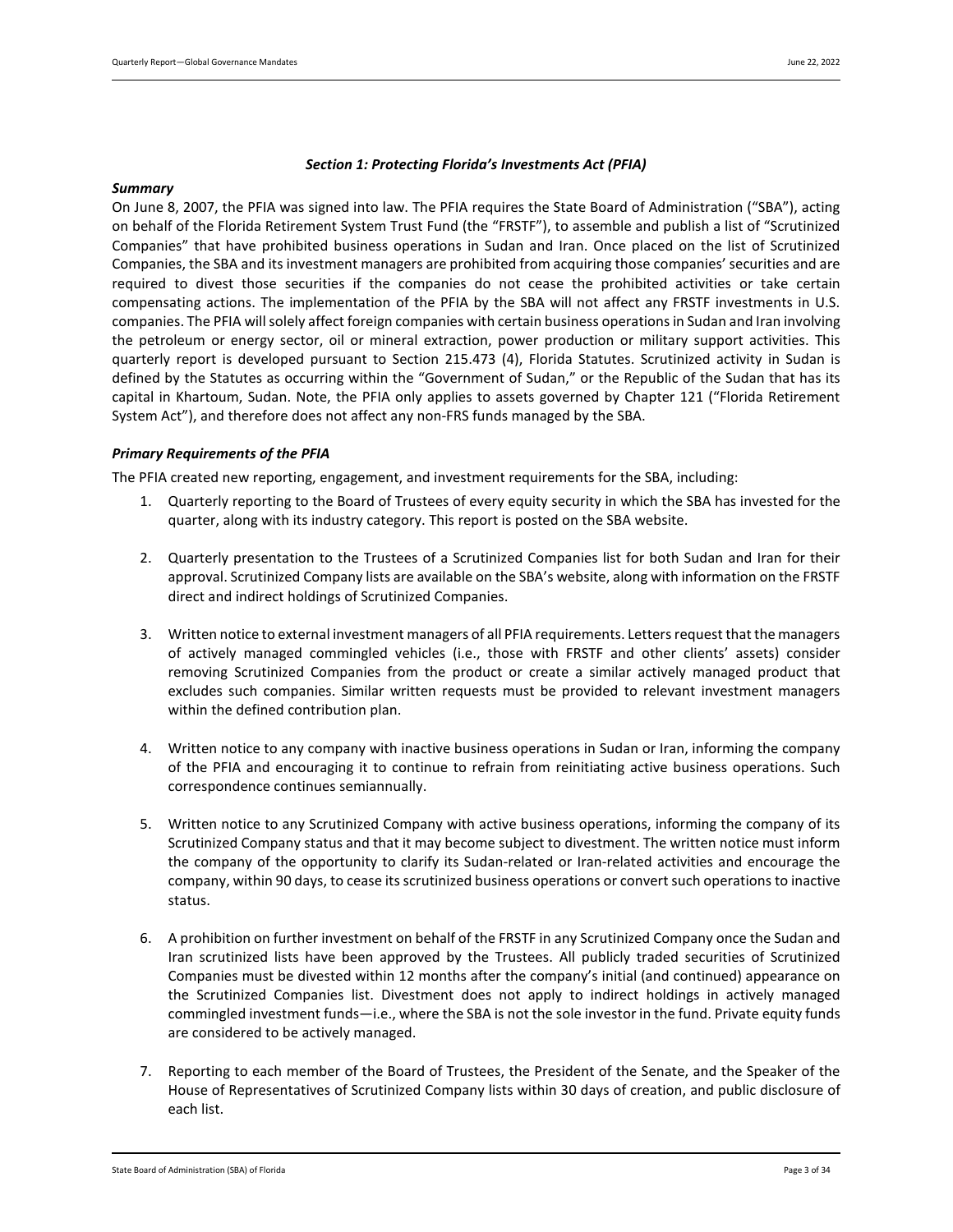### *Section 1: Protecting Florida's Investments Act (PFIA)*

#### *Summary*

On June 8, 2007, the PFIA was signed into law. The PFIA requires the State Board of Administration ("SBA"), acting on behalf of the Florida Retirement System Trust Fund (the "FRSTF"), to assemble and publish a list of "Scrutinized Companies" that have prohibited business operations in Sudan and Iran. Once placed on the list of Scrutinized Companies, the SBA and its investment managers are prohibited from acquiring those companies' securities and are required to divest those securities if the companies do not cease the prohibited activities or take certain compensating actions. The implementation of the PFIA by the SBA will not affect any FRSTF investments in U.S. companies. The PFIA will solely affect foreign companies with certain business operations in Sudan and Iran involving the petroleum or energy sector, oil or mineral extraction, power production or military support activities. This quarterly report is developed pursuant to Section 215.473 (4), Florida Statutes. Scrutinized activity in Sudan is defined by the Statutes as occurring within the "Government of Sudan," or the Republic of the Sudan that has its capital in Khartoum, Sudan. Note, the PFIA only applies to assets governed by Chapter 121 ("Florida Retirement System Act"), and therefore does not affect any non-FRS funds managed by the SBA.

#### *Primary Requirements of the PFIA*

The PFIA created new reporting, engagement, and investment requirements for the SBA, including:

1. Quarterly reporting to the Board of Trustees of every equity security in which the SBA has invested for the quarter, along with its industry category. This report is posted on the SBA website.

2. Quarterly presentation to the Trustees of a Scrutinized Companies list for both Sudan and Iran for their approval. Scrutinized Company lists are available on the SBA's website, along with information on the FRSTF direct and indirect holdings of Scrutinized Companies.

3. Written notice to external investment managers of all PFIA requirements. Letters request that the managers of actively managed commingled vehicles (i.e., those with FRSTF and other clients' assets) consider removing Scrutinized Companies from the product or create a similar actively managed product that excludes such companies. Similar written requests must be provided to relevant investment managers within the defined contribution plan.

4. Written notice to any company with inactive business operations in Sudan or Iran, informing the company of the PFIA and encouraging it to continue to refrain from reinitiating active business operations. Such correspondence continues semiannually.

5. Written notice to any Scrutinized Company with active business operations, informing the company of its Scrutinized Company status and that it may become subject to divestment. The written notice must inform the company of the opportunity to clarify its Sudan-related or Iran-related activities and encourage the company, within 90 days, to cease its scrutinized business operations or convert such operations to inactive status.

6. A prohibition on further investment on behalf of the FRSTF in any Scrutinized Company once the Sudan and Iran scrutinized lists have been approved by the Trustees. All publicly traded securities of Scrutinized Companies must be divested within 12 months after the company's initial (and continued) appearance on the Scrutinized Companies list. Divestment does not apply to indirect holdings in actively managed commingled investment funds—i.e., where the SBA is not the sole investor in the fund. Private equity funds are considered to be actively managed.

7. Reporting to each member of the Board of Trustees, the President of the Senate, and the Speaker of the House of Representatives of Scrutinized Company lists within 30 days of creation, and public disclosure of each list.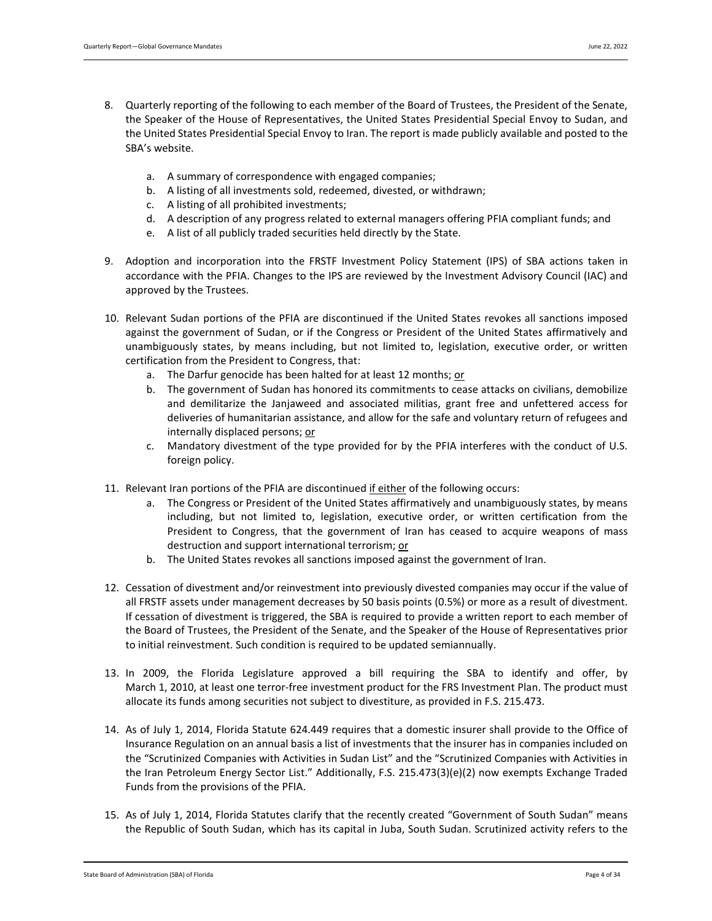8. Quarterly reporting of the following to each member of the Board of Trustees, the President of the Senate, the Speaker of the House of Representatives, the United States Presidential Special Envoy to Sudan, and the United States Presidential Special Envoy to Iran. The report is made publicly available and posted to the SBA's website.

    a. A summary of correspondence with engaged companies;
    b. A listing of all investments sold, redeemed, divested, or withdrawn;
    c. A listing of all prohibited investments;
    d. A description of any progress related to external managers offering PFIA compliant funds; and
    e. A list of all publicly traded securities held directly by the State.

9. Adoption and incorporation into the FRSTF Investment Policy Statement (IPS) of SBA actions taken in accordance with the PFIA. Changes to the IPS are reviewed by the Investment Advisory Council (IAC) and approved by the Trustees.

10. Relevant Sudan portions of the PFIA are discontinued if the United States revokes all sanctions imposed against the government of Sudan, or if the Congress or President of the United States affirmatively and unambiguously states, by means including, but not limited to, legislation, executive order, or written certification from the President to Congress, that:
    a. The Darfur genocide has been halted for at least 12 months; <u>or</u>
    b. The government of Sudan has honored its commitments to cease attacks on civilians, demobilize and demilitarize the Janjaweed and associated militias, grant free and unfettered access for deliveries of humanitarian assistance, and allow for the safe and voluntary return of refugees and internally displaced persons; <u>or</u>
    c. Mandatory divestment of the type provided for by the PFIA interferes with the conduct of U.S. foreign policy.

11. Relevant Iran portions of the PFIA are discontinued <u>if either</u> of the following occurs:
    a. The Congress or President of the United States affirmatively and unambiguously states, by means including, but not limited to, legislation, executive order, or written certification from the President to Congress, that the government of Iran has ceased to acquire weapons of mass destruction and support international terrorism; <u>or</u>
    b. The United States revokes all sanctions imposed against the government of Iran.

12. Cessation of divestment and/or reinvestment into previously divested companies may occur if the value of all FRSTF assets under management decreases by 50 basis points (0.5%) or more as a result of divestment. If cessation of divestment is triggered, the SBA is required to provide a written report to each member of the Board of Trustees, the President of the Senate, and the Speaker of the House of Representatives prior to initial reinvestment. Such condition is required to be updated semiannually.

13. In 2009, the Florida Legislature approved a bill requiring the SBA to identify and offer, by March 1, 2010, at least one terror-free investment product for the FRS Investment Plan. The product must allocate its funds among securities not subject to divestiture, as provided in F.S. 215.473.

14. As of July 1, 2014, Florida Statute 624.449 requires that a domestic insurer shall provide to the Office of Insurance Regulation on an annual basis a list of investments that the insurer has in companies included on the "Scrutinized Companies with Activities in Sudan List" and the "Scrutinized Companies with Activities in the Iran Petroleum Energy Sector List." Additionally, F.S. 215.473(3)(e)(2) now exempts Exchange Traded Funds from the provisions of the PFIA.

15. As of July 1, 2014, Florida Statutes clarify that the recently created "Government of South Sudan" means the Republic of South Sudan, which has its capital in Juba, South Sudan. Scrutinized activity refers to the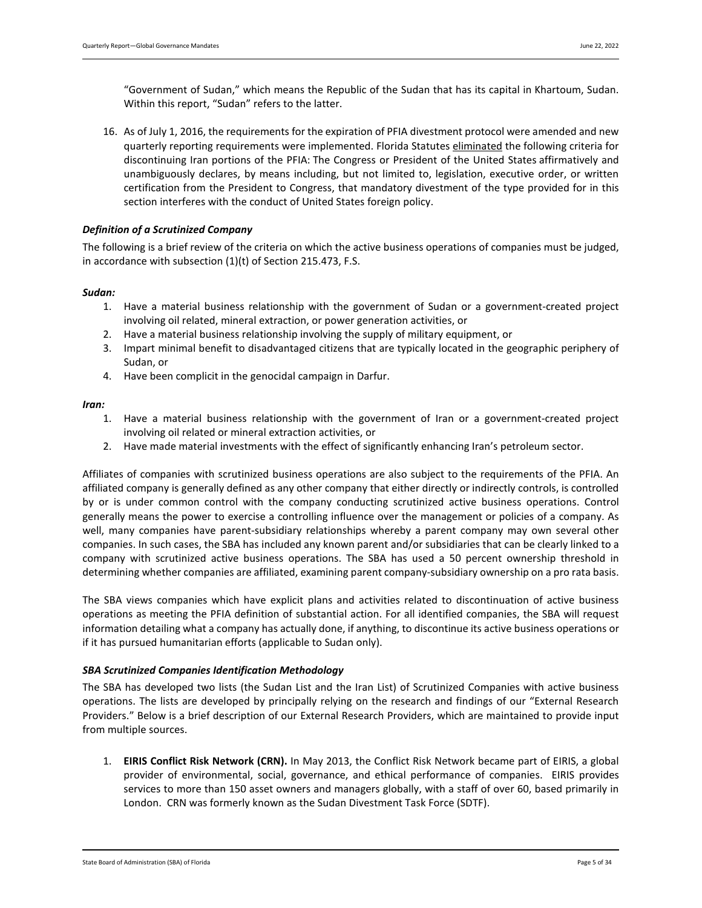"Government of Sudan," which means the Republic of the Sudan that has its capital in Khartoum, Sudan. Within this report, "Sudan" refers to the latter.

16. As of July 1, 2016, the requirements for the expiration of PFIA divestment protocol were amended and new quarterly reporting requirements were implemented. Florida Statutes eliminated the following criteria for discontinuing Iran portions of the PFIA: The Congress or President of the United States affirmatively and unambiguously declares, by means including, but not limited to, legislation, executive order, or written certification from the President to Congress, that mandatory divestment of the type provided for in this section interferes with the conduct of United States foreign policy.

### *Definition of a Scrutinized Company*

The following is a brief review of the criteria on which the active business operations of companies must be judged, in accordance with subsection (1)(t) of Section 215.473, F.S.

***Sudan:***

1. Have a material business relationship with the government of Sudan or a government-created project involving oil related, mineral extraction, or power generation activities, or
2. Have a material business relationship involving the supply of military equipment, or
3. Impart minimal benefit to disadvantaged citizens that are typically located in the geographic periphery of Sudan, or
4. Have been complicit in the genocidal campaign in Darfur.

***Iran:***

1. Have a material business relationship with the government of Iran or a government-created project involving oil related or mineral extraction activities, or
2. Have made material investments with the effect of significantly enhancing Iran's petroleum sector.

Affiliates of companies with scrutinized business operations are also subject to the requirements of the PFIA. An affiliated company is generally defined as any other company that either directly or indirectly controls, is controlled by or is under common control with the company conducting scrutinized active business operations. Control generally means the power to exercise a controlling influence over the management or policies of a company. As well, many companies have parent-subsidiary relationships whereby a parent company may own several other companies. In such cases, the SBA has included any known parent and/or subsidiaries that can be clearly linked to a company with scrutinized active business operations. The SBA has used a 50 percent ownership threshold in determining whether companies are affiliated, examining parent company-subsidiary ownership on a pro rata basis.

The SBA views companies which have explicit plans and activities related to discontinuation of active business operations as meeting the PFIA definition of substantial action. For all identified companies, the SBA will request information detailing what a company has actually done, if anything, to discontinue its active business operations or if it has pursued humanitarian efforts (applicable to Sudan only).

### *SBA Scrutinized Companies Identification Methodology*

The SBA has developed two lists (the Sudan List and the Iran List) of Scrutinized Companies with active business operations. The lists are developed by principally relying on the research and findings of our "External Research Providers." Below is a brief description of our External Research Providers, which are maintained to provide input from multiple sources.

1. **EIRIS Conflict Risk Network (CRN).** In May 2013, the Conflict Risk Network became part of EIRIS, a global provider of environmental, social, governance, and ethical performance of companies. EIRIS provides services to more than 150 asset owners and managers globally, with a staff of over 60, based primarily in London. CRN was formerly known as the Sudan Divestment Task Force (SDTF).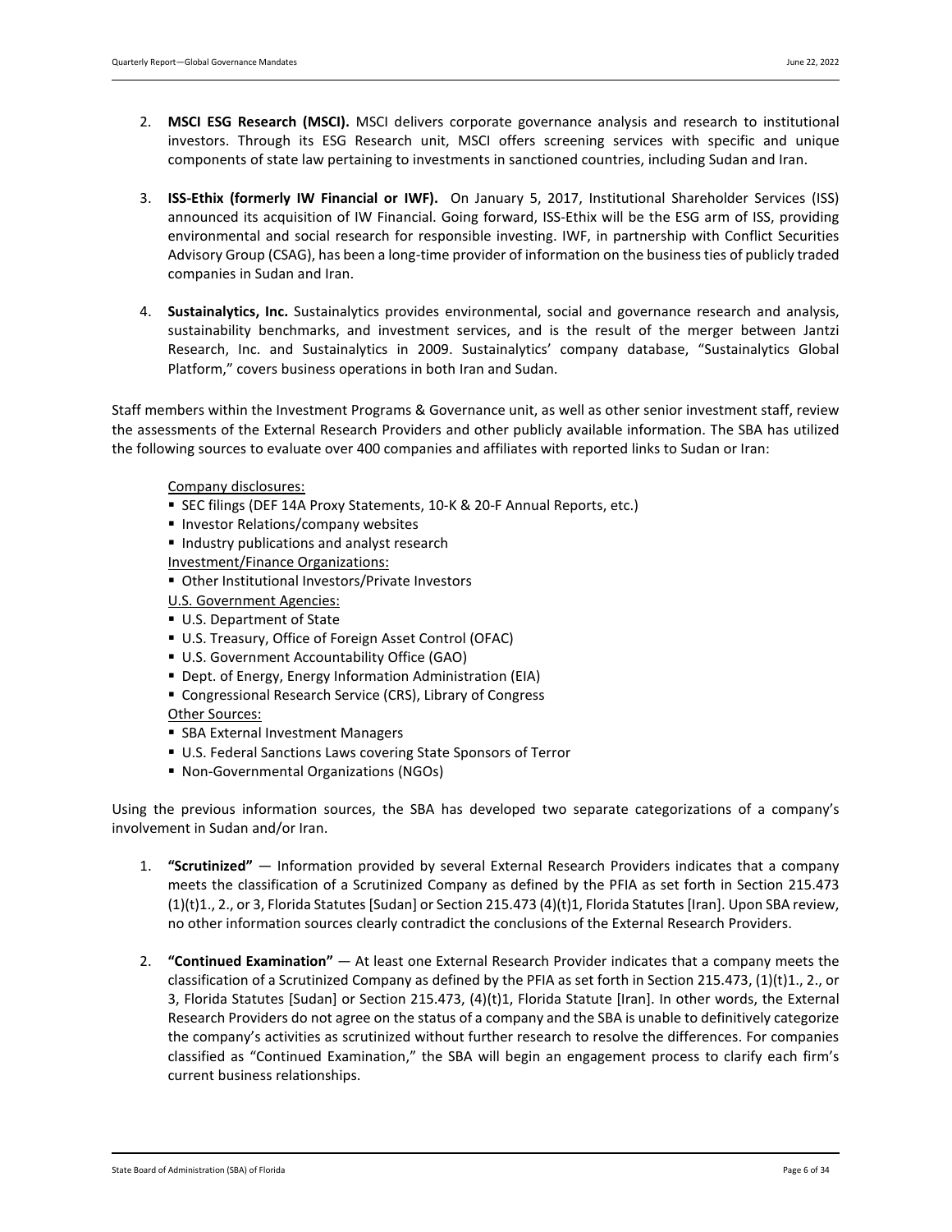2. **MSCI ESG Research (MSCI).** MSCI delivers corporate governance analysis and research to institutional investors. Through its ESG Research unit, MSCI offers screening services with specific and unique components of state law pertaining to investments in sanctioned countries, including Sudan and Iran.

3. **ISS-Ethix (formerly IW Financial or IWF).** On January 5, 2017, Institutional Shareholder Services (ISS) announced its acquisition of IW Financial. Going forward, ISS-Ethix will be the ESG arm of ISS, providing environmental and social research for responsible investing. IWF, in partnership with Conflict Securities Advisory Group (CSAG), has been a long-time provider of information on the business ties of publicly traded companies in Sudan and Iran.

4. **Sustainalytics, Inc.** Sustainalytics provides environmental, social and governance research and analysis, sustainability benchmarks, and investment services, and is the result of the merger between Jantzi Research, Inc. and Sustainalytics in 2009. Sustainalytics' company database, "Sustainalytics Global Platform," covers business operations in both Iran and Sudan.

Staff members within the Investment Programs & Governance unit, as well as other senior investment staff, review the assessments of the External Research Providers and other publicly available information. The SBA has utilized the following sources to evaluate over 400 companies and affiliates with reported links to Sudan or Iran:

Company disclosures:

- SEC filings (DEF 14A Proxy Statements, 10-K & 20-F Annual Reports, etc.)
- Investor Relations/company websites
- Industry publications and analyst research

Investment/Finance Organizations:

- Other Institutional Investors/Private Investors

U.S. Government Agencies:

- U.S. Department of State
- U.S. Treasury, Office of Foreign Asset Control (OFAC)
- U.S. Government Accountability Office (GAO)
- Dept. of Energy, Energy Information Administration (EIA)
- Congressional Research Service (CRS), Library of Congress

Other Sources:

- SBA External Investment Managers
- U.S. Federal Sanctions Laws covering State Sponsors of Terror
- Non-Governmental Organizations (NGOs)

Using the previous information sources, the SBA has developed two separate categorizations of a company's involvement in Sudan and/or Iran.

1. **"Scrutinized"** — Information provided by several External Research Providers indicates that a company meets the classification of a Scrutinized Company as defined by the PFIA as set forth in Section 215.473 (1)(t)1., 2., or 3, Florida Statutes [Sudan] or Section 215.473 (4)(t)1, Florida Statutes [Iran]. Upon SBA review, no other information sources clearly contradict the conclusions of the External Research Providers.

2. **"Continued Examination"** — At least one External Research Provider indicates that a company meets the classification of a Scrutinized Company as defined by the PFIA as set forth in Section 215.473, (1)(t)1., 2., or 3, Florida Statutes [Sudan] or Section 215.473, (4)(t)1, Florida Statute [Iran]. In other words, the External Research Providers do not agree on the status of a company and the SBA is unable to definitively categorize the company's activities as scrutinized without further research to resolve the differences. For companies classified as "Continued Examination," the SBA will begin an engagement process to clarify each firm's current business relationships.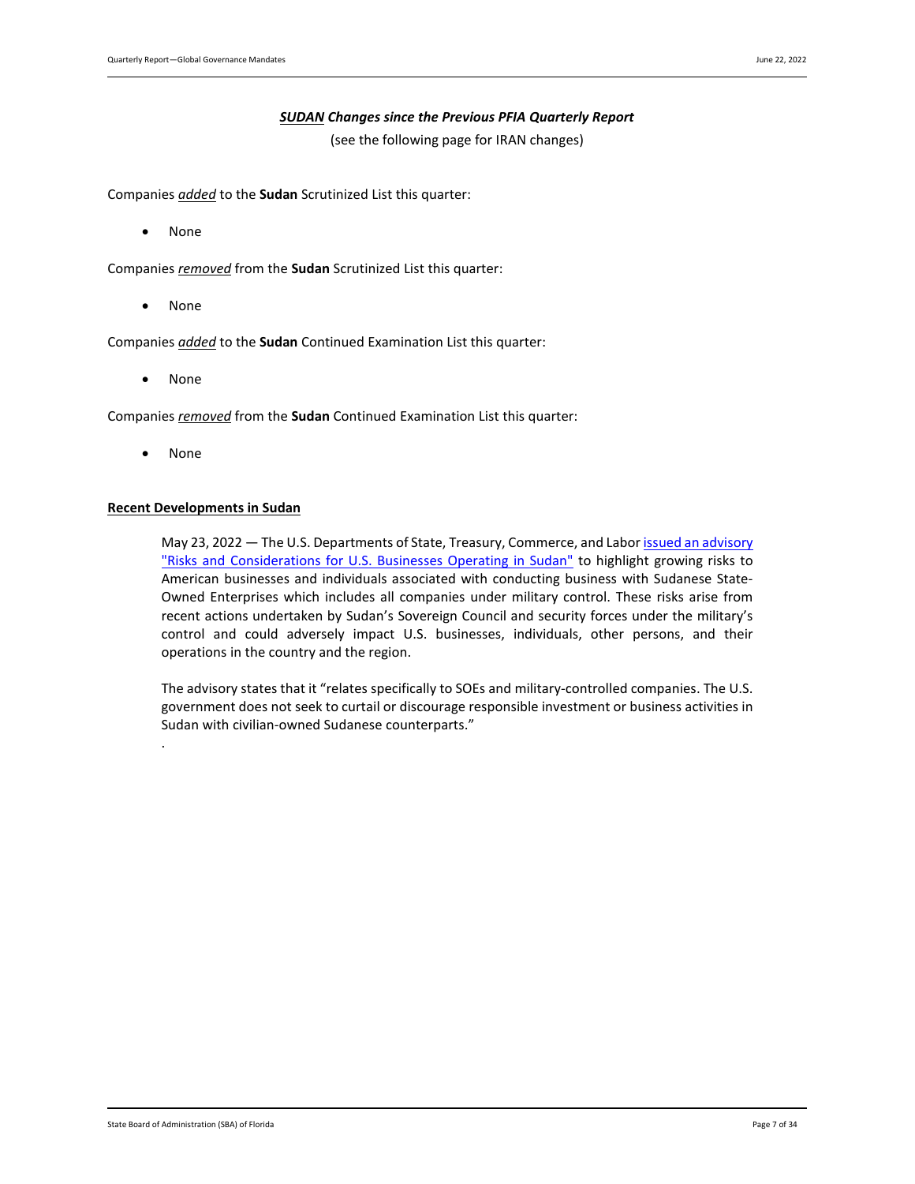## ***SUDAN* Changes since the Previous PFIA Quarterly Report**

(see the following page for IRAN changes)

Companies ***added*** to the **Sudan** Scrutinized List this quarter:

- None

Companies ***removed*** from the **Sudan** Scrutinized List this quarter:

- None

Companies ***added*** to the **Sudan** Continued Examination List this quarter:

- None

Companies ***removed*** from the **Sudan** Continued Examination List this quarter:

- None

### **Recent Developments in Sudan**

May 23, 2022 — The U.S. Departments of State, Treasury, Commerce, and Labor issued an advisory "Risks and Considerations for U.S. Businesses Operating in Sudan" to highlight growing risks to American businesses and individuals associated with conducting business with Sudanese State-Owned Enterprises which includes all companies under military control. These risks arise from recent actions undertaken by Sudan's Sovereign Council and security forces under the military's control and could adversely impact U.S. businesses, individuals, other persons, and their operations in the country and the region.

The advisory states that it "relates specifically to SOEs and military-controlled companies. The U.S. government does not seek to curtail or discourage responsible investment or business activities in Sudan with civilian-owned Sudanese counterparts."

.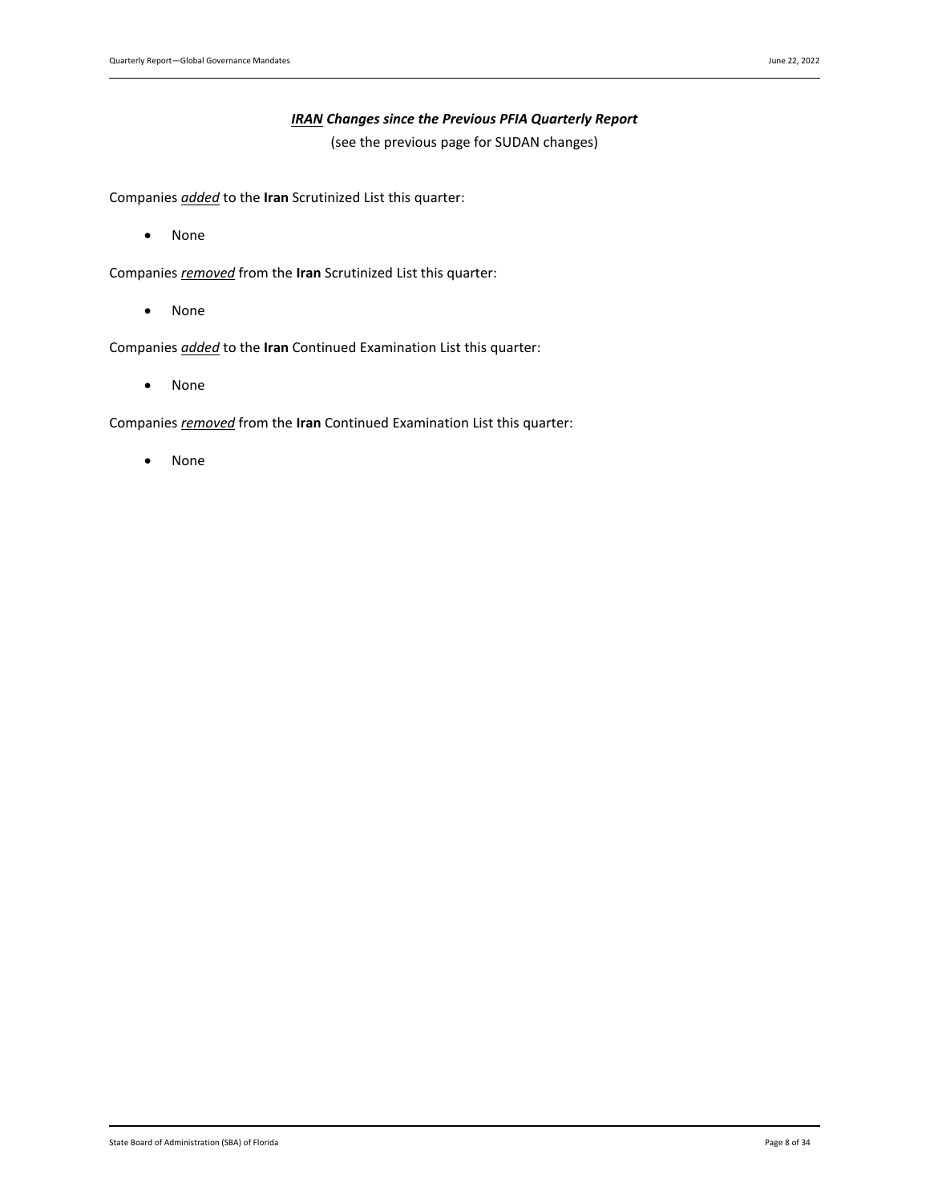### ***<u>IRAN</u> Changes since the Previous PFIA Quarterly Report***

(see the previous page for SUDAN changes)

Companies ***<u>added</u>*** to the **Iran** Scrutinized List this quarter:

- None

Companies ***<u>removed</u>*** from the **Iran** Scrutinized List this quarter:

- None

Companies ***<u>added</u>*** to the **Iran** Continued Examination List this quarter:

- None

Companies ***<u>removed</u>*** from the **Iran** Continued Examination List this quarter:

- None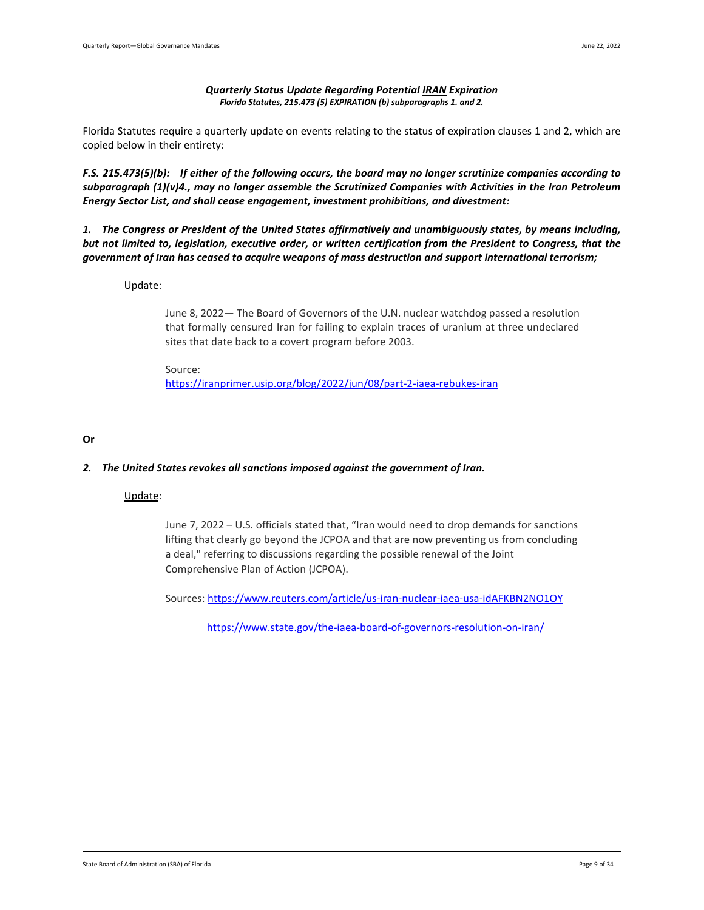### *Quarterly Status Update Regarding Potential <u>IRAN</u> Expiration*

***Florida Statutes, 215.473 (5) EXPIRATION (b) subparagraphs 1. and 2.***

Florida Statutes require a quarterly update on events relating to the status of expiration clauses 1 and 2, which are copied below in their entirety:

***F.S. 215.473(5)(b): If either of the following occurs, the board may no longer scrutinize companies according to subparagraph (1)(v)4., may no longer assemble the Scrutinized Companies with Activities in the Iran Petroleum Energy Sector List, and shall cease engagement, investment prohibitions, and divestment:***

***1. The Congress or President of the United States affirmatively and unambiguously states, by means including, but not limited to, legislation, executive order, or written certification from the President to Congress, that the government of Iran has ceased to acquire weapons of mass destruction and support international terrorism;***

<u>Update</u>:

June 8, 2022— The Board of Governors of the U.N. nuclear watchdog passed a resolution that formally censured Iran for failing to explain traces of uranium at three undeclared sites that date back to a covert program before 2003.

Source:
https://iranprimer.usip.org/blog/2022/jun/08/part-2-iaea-rebukes-iran

**<u>Or</u>**

***2. The United States revokes <u>all</u> sanctions imposed against the government of Iran.***

<u>Update</u>:

June 7, 2022 – U.S. officials stated that, "Iran would need to drop demands for sanctions lifting that clearly go beyond the JCPOA and that are now preventing us from concluding a deal," referring to discussions regarding the possible renewal of the Joint Comprehensive Plan of Action (JCPOA).

Sources: https://www.reuters.com/article/us-iran-nuclear-iaea-usa-idAFKBN2NO1OY

https://www.state.gov/the-iaea-board-of-governors-resolution-on-iran/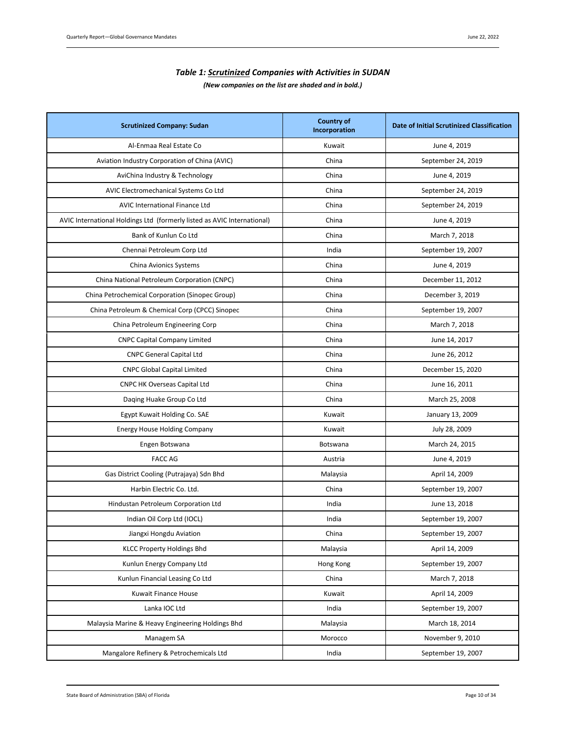### *Table 1: Scrutinized Companies with Activities in SUDAN*

***(New companies on the list are shaded and in bold.)***

| Scrutinized Company: Sudan | Country of Incorporation | Date of Initial Scrutinized Classification |
|---|---|---|
| Al-Enmaa Real Estate Co | Kuwait | June 4, 2019 |
| Aviation Industry Corporation of China (AVIC) | China | September 24, 2019 |
| AviChina Industry & Technology | China | June 4, 2019 |
| AVIC Electromechanical Systems Co Ltd | China | September 24, 2019 |
| AVIC International Finance Ltd | China | September 24, 2019 |
| AVIC International Holdings Ltd (formerly listed as AVIC International) | China | June 4, 2019 |
| Bank of Kunlun Co Ltd | China | March 7, 2018 |
| Chennai Petroleum Corp Ltd | India | September 19, 2007 |
| China Avionics Systems | China | June 4, 2019 |
| China National Petroleum Corporation (CNPC) | China | December 11, 2012 |
| China Petrochemical Corporation (Sinopec Group) | China | December 3, 2019 |
| China Petroleum & Chemical Corp (CPCC) Sinopec | China | September 19, 2007 |
| China Petroleum Engineering Corp | China | March 7, 2018 |
| CNPC Capital Company Limited | China | June 14, 2017 |
| CNPC General Capital Ltd | China | June 26, 2012 |
| CNPC Global Capital Limited | China | December 15, 2020 |
| CNPC HK Overseas Capital Ltd | China | June 16, 2011 |
| Daqing Huake Group Co Ltd | China | March 25, 2008 |
| Egypt Kuwait Holding Co. SAE | Kuwait | January 13, 2009 |
| Energy House Holding Company | Kuwait | July 28, 2009 |
| Engen Botswana | Botswana | March 24, 2015 |
| FACC AG | Austria | June 4, 2019 |
| Gas District Cooling (Putrajaya) Sdn Bhd | Malaysia | April 14, 2009 |
| Harbin Electric Co. Ltd. | China | September 19, 2007 |
| Hindustan Petroleum Corporation Ltd | India | June 13, 2018 |
| Indian Oil Corp Ltd (IOCL) | India | September 19, 2007 |
| Jiangxi Hongdu Aviation | China | September 19, 2007 |
| KLCC Property Holdings Bhd | Malaysia | April 14, 2009 |
| Kunlun Energy Company Ltd | Hong Kong | September 19, 2007 |
| Kunlun Financial Leasing Co Ltd | China | March 7, 2018 |
| Kuwait Finance House | Kuwait | April 14, 2009 |
| Lanka IOC Ltd | India | September 19, 2007 |
| Malaysia Marine & Heavy Engineering Holdings Bhd | Malaysia | March 18, 2014 |
| Managem SA | Morocco | November 9, 2010 |
| Mangalore Refinery & Petrochemicals Ltd | India | September 19, 2007 |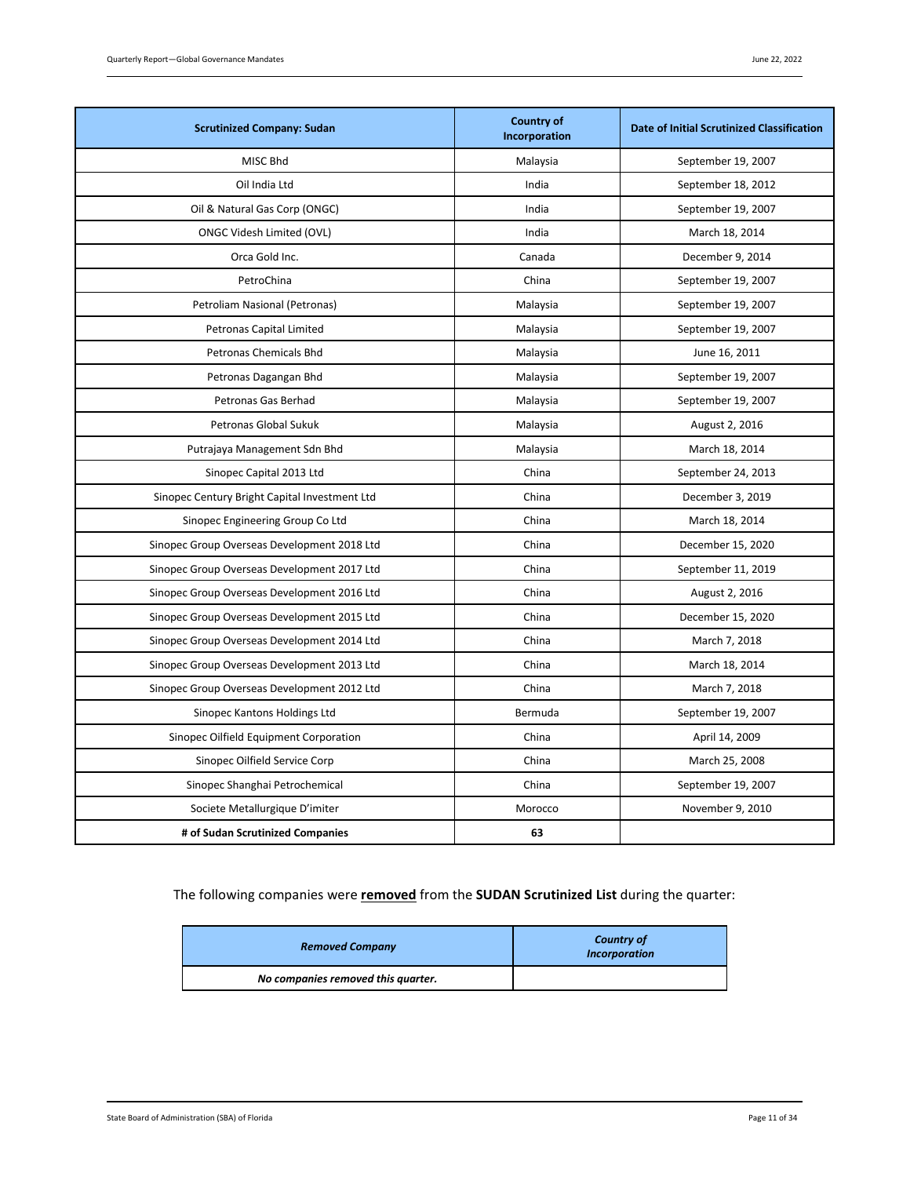| Scrutinized Company: Sudan | Country of Incorporation | Date of Initial Scrutinized Classification |
|---|---|---|
| MISC Bhd | Malaysia | September 19, 2007 |
| Oil India Ltd | India | September 18, 2012 |
| Oil & Natural Gas Corp (ONGC) | India | September 19, 2007 |
| ONGC Videsh Limited (OVL) | India | March 18, 2014 |
| Orca Gold Inc. | Canada | December 9, 2014 |
| PetroChina | China | September 19, 2007 |
| Petroliam Nasional (Petronas) | Malaysia | September 19, 2007 |
| Petronas Capital Limited | Malaysia | September 19, 2007 |
| Petronas Chemicals Bhd | Malaysia | June 16, 2011 |
| Petronas Dagangan Bhd | Malaysia | September 19, 2007 |
| Petronas Gas Berhad | Malaysia | September 19, 2007 |
| Petronas Global Sukuk | Malaysia | August 2, 2016 |
| Putrajaya Management Sdn Bhd | Malaysia | March 18, 2014 |
| Sinopec Capital 2013 Ltd | China | September 24, 2013 |
| Sinopec Century Bright Capital Investment Ltd | China | December 3, 2019 |
| Sinopec Engineering Group Co Ltd | China | March 18, 2014 |
| Sinopec Group Overseas Development 2018 Ltd | China | December 15, 2020 |
| Sinopec Group Overseas Development 2017 Ltd | China | September 11, 2019 |
| Sinopec Group Overseas Development 2016 Ltd | China | August 2, 2016 |
| Sinopec Group Overseas Development 2015 Ltd | China | December 15, 2020 |
| Sinopec Group Overseas Development 2014 Ltd | China | March 7, 2018 |
| Sinopec Group Overseas Development 2013 Ltd | China | March 18, 2014 |
| Sinopec Group Overseas Development 2012 Ltd | China | March 7, 2018 |
| Sinopec Kantons Holdings Ltd | Bermuda | September 19, 2007 |
| Sinopec Oilfield Equipment Corporation | China | April 14, 2009 |
| Sinopec Oilfield Service Corp | China | March 25, 2008 |
| Sinopec Shanghai Petrochemical | China | September 19, 2007 |
| Societe Metallurgique D'imiter | Morocco | November 9, 2010 |
| **# of Sudan Scrutinized Companies** | **63** | |

The following companies were **removed** from the **SUDAN Scrutinized List** during the quarter:

| ***Removed Company*** | ***Country of Incorporation*** |
|---|---|
| ***No companies removed this quarter.*** | |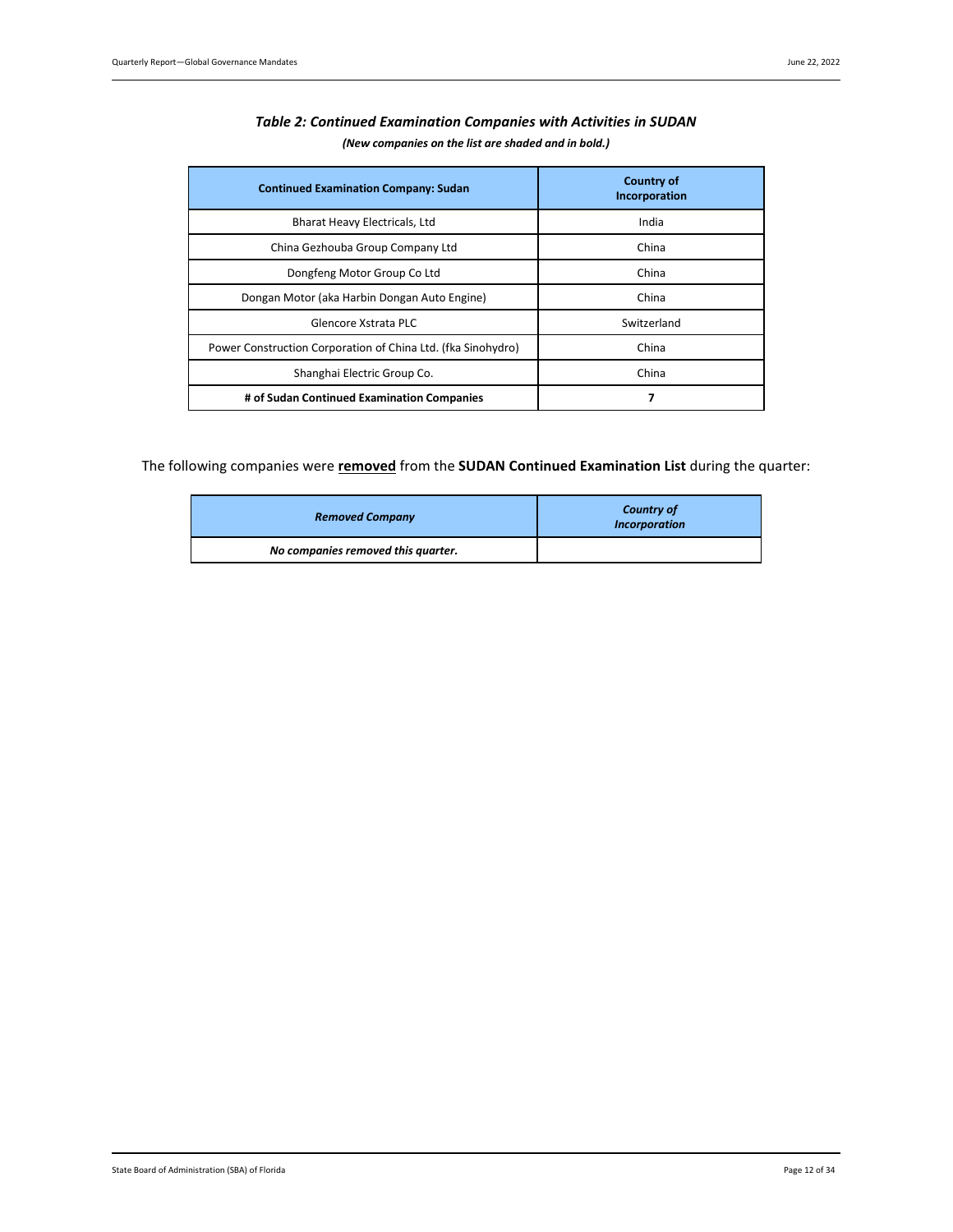***Table 2: Continued Examination Companies with Activities in SUDAN***

***(New companies on the list are shaded and in bold.)***

| Continued Examination Company: Sudan | Country of Incorporation |
|---|---|
| Bharat Heavy Electricals, Ltd | India |
| China Gezhouba Group Company Ltd | China |
| Dongfeng Motor Group Co Ltd | China |
| Dongan Motor (aka Harbin Dongan Auto Engine) | China |
| Glencore Xstrata PLC | Switzerland |
| Power Construction Corporation of China Ltd. (fka Sinohydro) | China |
| Shanghai Electric Group Co. | China |
| **# of Sudan Continued Examination Companies** | **7** |

The following companies were **removed** from the **SUDAN Continued Examination List** during the quarter:

| *Removed Company* | *Country of Incorporation* |
|---|---|
| ***No companies removed this quarter.*** | |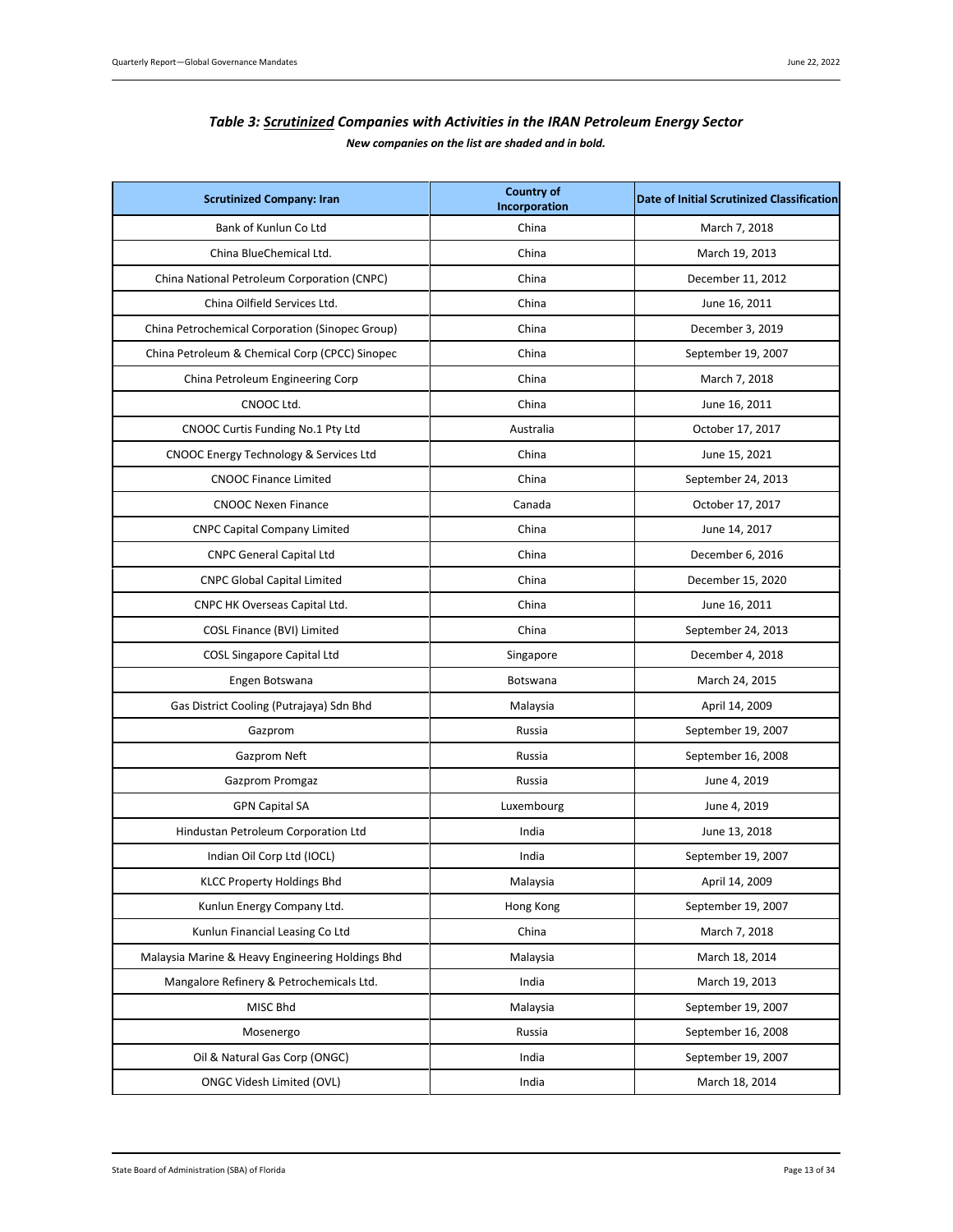### *Table 3: Scrutinized Companies with Activities in the IRAN Petroleum Energy Sector*

***New companies on the list are shaded and in bold.***

| Scrutinized Company: Iran | Country of Incorporation | Date of Initial Scrutinized Classification |
|---|---|---|
| Bank of Kunlun Co Ltd | China | March 7, 2018 |
| China BlueChemical Ltd. | China | March 19, 2013 |
| China National Petroleum Corporation (CNPC) | China | December 11, 2012 |
| China Oilfield Services Ltd. | China | June 16, 2011 |
| China Petrochemical Corporation (Sinopec Group) | China | December 3, 2019 |
| China Petroleum & Chemical Corp (CPCC) Sinopec | China | September 19, 2007 |
| China Petroleum Engineering Corp | China | March 7, 2018 |
| CNOOC Ltd. | China | June 16, 2011 |
| CNOOC Curtis Funding No.1 Pty Ltd | Australia | October 17, 2017 |
| CNOOC Energy Technology & Services Ltd | China | June 15, 2021 |
| CNOOC Finance Limited | China | September 24, 2013 |
| CNOOC Nexen Finance | Canada | October 17, 2017 |
| CNPC Capital Company Limited | China | June 14, 2017 |
| CNPC General Capital Ltd | China | December 6, 2016 |
| CNPC Global Capital Limited | China | December 15, 2020 |
| CNPC HK Overseas Capital Ltd. | China | June 16, 2011 |
| COSL Finance (BVI) Limited | China | September 24, 2013 |
| COSL Singapore Capital Ltd | Singapore | December 4, 2018 |
| Engen Botswana | Botswana | March 24, 2015 |
| Gas District Cooling (Putrajaya) Sdn Bhd | Malaysia | April 14, 2009 |
| Gazprom | Russia | September 19, 2007 |
| Gazprom Neft | Russia | September 16, 2008 |
| Gazprom Promgaz | Russia | June 4, 2019 |
| GPN Capital SA | Luxembourg | June 4, 2019 |
| Hindustan Petroleum Corporation Ltd | India | June 13, 2018 |
| Indian Oil Corp Ltd (IOCL) | India | September 19, 2007 |
| KLCC Property Holdings Bhd | Malaysia | April 14, 2009 |
| Kunlun Energy Company Ltd. | Hong Kong | September 19, 2007 |
| Kunlun Financial Leasing Co Ltd | China | March 7, 2018 |
| Malaysia Marine & Heavy Engineering Holdings Bhd | Malaysia | March 18, 2014 |
| Mangalore Refinery & Petrochemicals Ltd. | India | March 19, 2013 |
| MISC Bhd | Malaysia | September 19, 2007 |
| Mosenergo | Russia | September 16, 2008 |
| Oil & Natural Gas Corp (ONGC) | India | September 19, 2007 |
| ONGC Videsh Limited (OVL) | India | March 18, 2014 |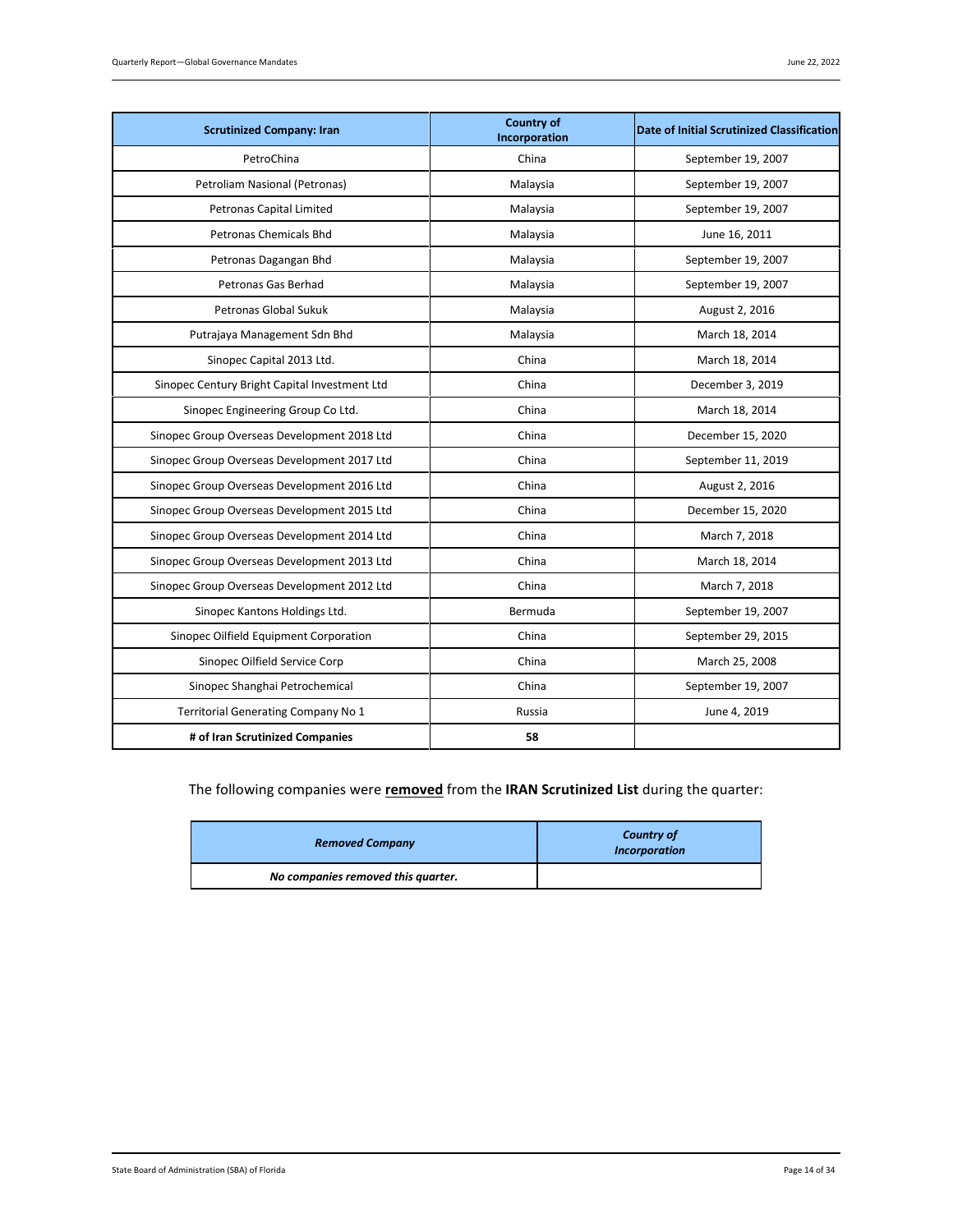| Scrutinized Company: Iran | Country of Incorporation | Date of Initial Scrutinized Classification |
|---|---|---|
| PetroChina | China | September 19, 2007 |
| Petroliam Nasional (Petronas) | Malaysia | September 19, 2007 |
| Petronas Capital Limited | Malaysia | September 19, 2007 |
| Petronas Chemicals Bhd | Malaysia | June 16, 2011 |
| Petronas Dagangan Bhd | Malaysia | September 19, 2007 |
| Petronas Gas Berhad | Malaysia | September 19, 2007 |
| Petronas Global Sukuk | Malaysia | August 2, 2016 |
| Putrajaya Management Sdn Bhd | Malaysia | March 18, 2014 |
| Sinopec Capital 2013 Ltd. | China | March 18, 2014 |
| Sinopec Century Bright Capital Investment Ltd | China | December 3, 2019 |
| Sinopec Engineering Group Co Ltd. | China | March 18, 2014 |
| Sinopec Group Overseas Development 2018 Ltd | China | December 15, 2020 |
| Sinopec Group Overseas Development 2017 Ltd | China | September 11, 2019 |
| Sinopec Group Overseas Development 2016 Ltd | China | August 2, 2016 |
| Sinopec Group Overseas Development 2015 Ltd | China | December 15, 2020 |
| Sinopec Group Overseas Development 2014 Ltd | China | March 7, 2018 |
| Sinopec Group Overseas Development 2013 Ltd | China | March 18, 2014 |
| Sinopec Group Overseas Development 2012 Ltd | China | March 7, 2018 |
| Sinopec Kantons Holdings Ltd. | Bermuda | September 19, 2007 |
| Sinopec Oilfield Equipment Corporation | China | September 29, 2015 |
| Sinopec Oilfield Service Corp | China | March 25, 2008 |
| Sinopec Shanghai Petrochemical | China | September 19, 2007 |
| Territorial Generating Company No 1 | Russia | June 4, 2019 |
| **# of Iran Scrutinized Companies** | **58** | |

The following companies were **removed** from the **IRAN Scrutinized List** during the quarter:

| ***Removed Company*** | ***Country of Incorporation*** |
|---|---|
| ***No companies removed this quarter.*** | |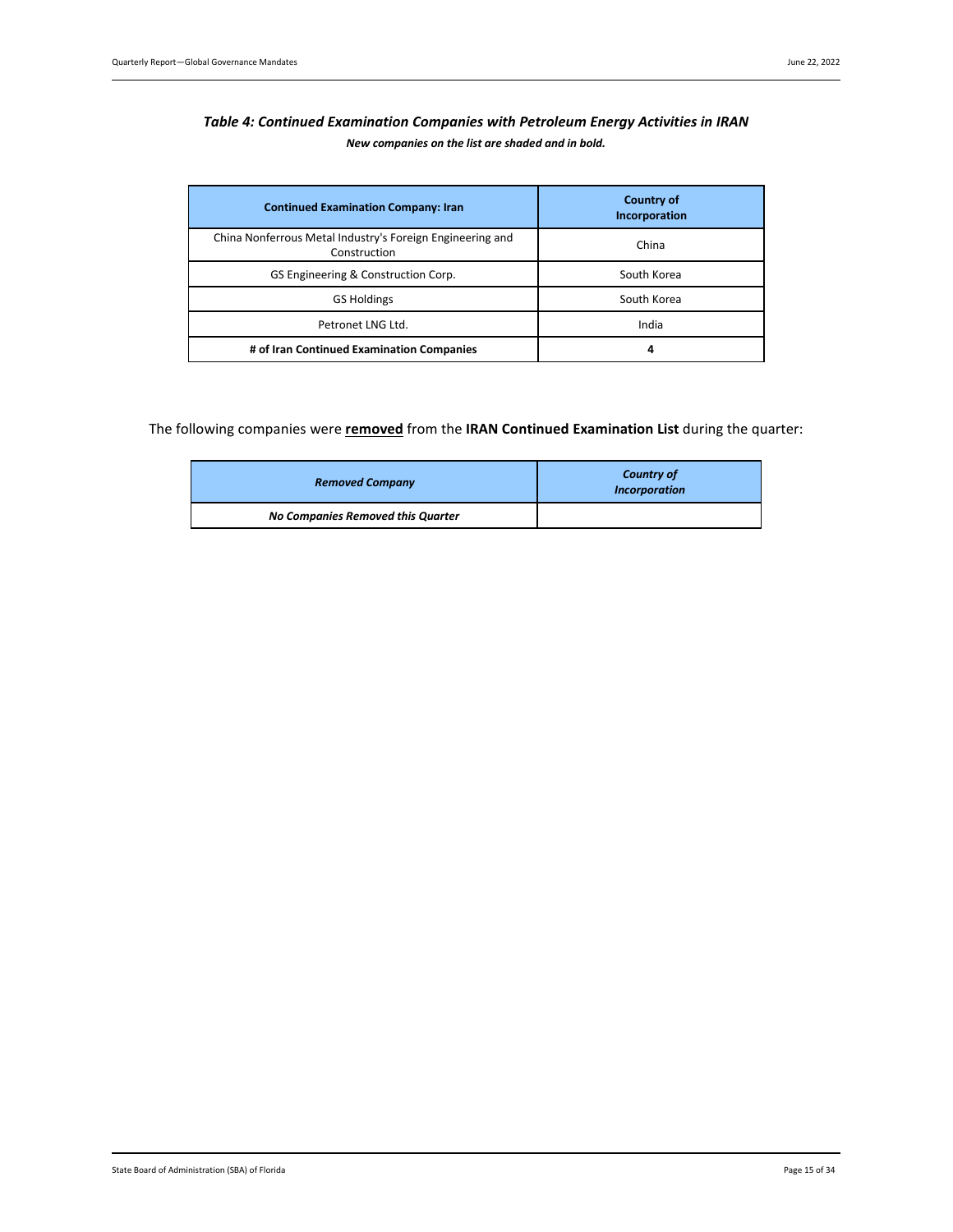### *Table 4: Continued Examination Companies with Petroleum Energy Activities in IRAN*

***New companies on the list are shaded and in bold.***

| Continued Examination Company: Iran | Country of Incorporation |
|---|---|
| China Nonferrous Metal Industry's Foreign Engineering and Construction | China |
| GS Engineering & Construction Corp. | South Korea |
| GS Holdings | South Korea |
| Petronet LNG Ltd. | India |
| **# of Iran Continued Examination Companies** | **4** |

The following companies were **removed** from the **IRAN Continued Examination List** during the quarter:

| *Removed Company* | *Country of Incorporation* |
|---|---|
| ***No Companies Removed this Quarter*** | |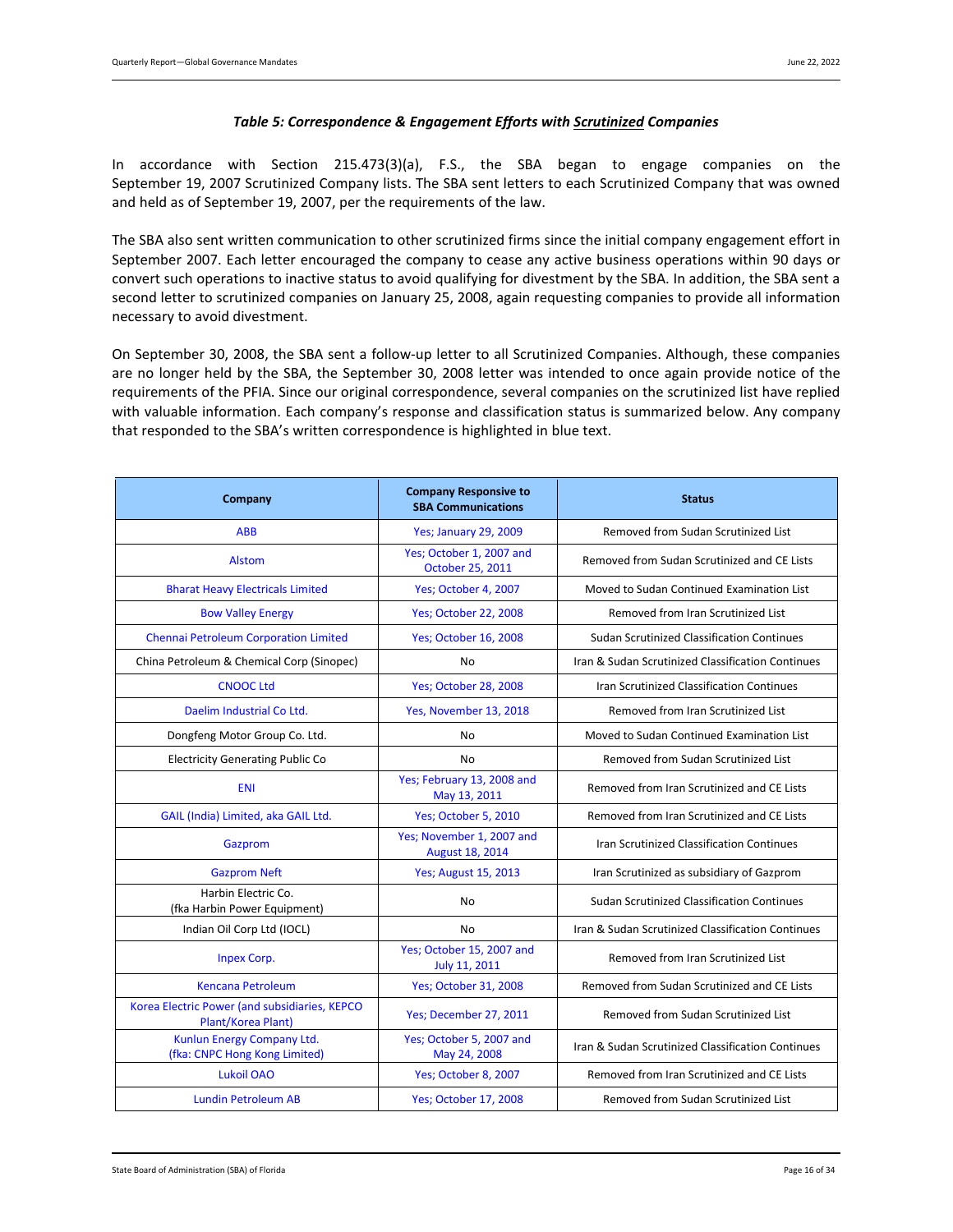### *Table 5: Correspondence & Engagement Efforts with __Scrutinized__ Companies*

In accordance with Section 215.473(3)(a), F.S., the SBA began to engage companies on the September 19, 2007 Scrutinized Company lists. The SBA sent letters to each Scrutinized Company that was owned and held as of September 19, 2007, per the requirements of the law.

The SBA also sent written communication to other scrutinized firms since the initial company engagement effort in September 2007. Each letter encouraged the company to cease any active business operations within 90 days or convert such operations to inactive status to avoid qualifying for divestment by the SBA. In addition, the SBA sent a second letter to scrutinized companies on January 25, 2008, again requesting companies to provide all information necessary to avoid divestment.

On September 30, 2008, the SBA sent a follow-up letter to all Scrutinized Companies. Although, these companies are no longer held by the SBA, the September 30, 2008 letter was intended to once again provide notice of the requirements of the PFIA. Since our original correspondence, several companies on the scrutinized list have replied with valuable information. Each company's response and classification status is summarized below. Any company that responded to the SBA's written correspondence is highlighted in blue text.

| Company | Company Responsive to SBA Communications | Status |
|---|---|---|
| ABB | Yes; January 29, 2009 | Removed from Sudan Scrutinized List |
| Alstom | Yes; October 1, 2007 and October 25, 2011 | Removed from Sudan Scrutinized and CE Lists |
| Bharat Heavy Electricals Limited | Yes; October 4, 2007 | Moved to Sudan Continued Examination List |
| Bow Valley Energy | Yes; October 22, 2008 | Removed from Iran Scrutinized List |
| Chennai Petroleum Corporation Limited | Yes; October 16, 2008 | Sudan Scrutinized Classification Continues |
| China Petroleum & Chemical Corp (Sinopec) | No | Iran & Sudan Scrutinized Classification Continues |
| CNOOC Ltd | Yes; October 28, 2008 | Iran Scrutinized Classification Continues |
| Daelim Industrial Co Ltd. | Yes, November 13, 2018 | Removed from Iran Scrutinized List |
| Dongfeng Motor Group Co. Ltd. | No | Moved to Sudan Continued Examination List |
| Electricity Generating Public Co | No | Removed from Sudan Scrutinized List |
| ENI | Yes; February 13, 2008 and May 13, 2011 | Removed from Iran Scrutinized and CE Lists |
| GAIL (India) Limited, aka GAIL Ltd. | Yes; October 5, 2010 | Removed from Iran Scrutinized and CE Lists |
| Gazprom | Yes; November 1, 2007 and August 18, 2014 | Iran Scrutinized Classification Continues |
| Gazprom Neft | Yes; August 15, 2013 | Iran Scrutinized as subsidiary of Gazprom |
| Harbin Electric Co. (fka Harbin Power Equipment) | No | Sudan Scrutinized Classification Continues |
| Indian Oil Corp Ltd (IOCL) | No | Iran & Sudan Scrutinized Classification Continues |
| Inpex Corp. | Yes; October 15, 2007 and July 11, 2011 | Removed from Iran Scrutinized List |
| Kencana Petroleum | Yes; October 31, 2008 | Removed from Sudan Scrutinized and CE Lists |
| Korea Electric Power (and subsidiaries, KEPCO Plant/Korea Plant) | Yes; December 27, 2011 | Removed from Sudan Scrutinized List |
| Kunlun Energy Company Ltd. (fka: CNPC Hong Kong Limited) | Yes; October 5, 2007 and May 24, 2008 | Iran & Sudan Scrutinized Classification Continues |
| Lukoil OAO | Yes; October 8, 2007 | Removed from Iran Scrutinized and CE Lists |
| Lundin Petroleum AB | Yes; October 17, 2008 | Removed from Sudan Scrutinized List |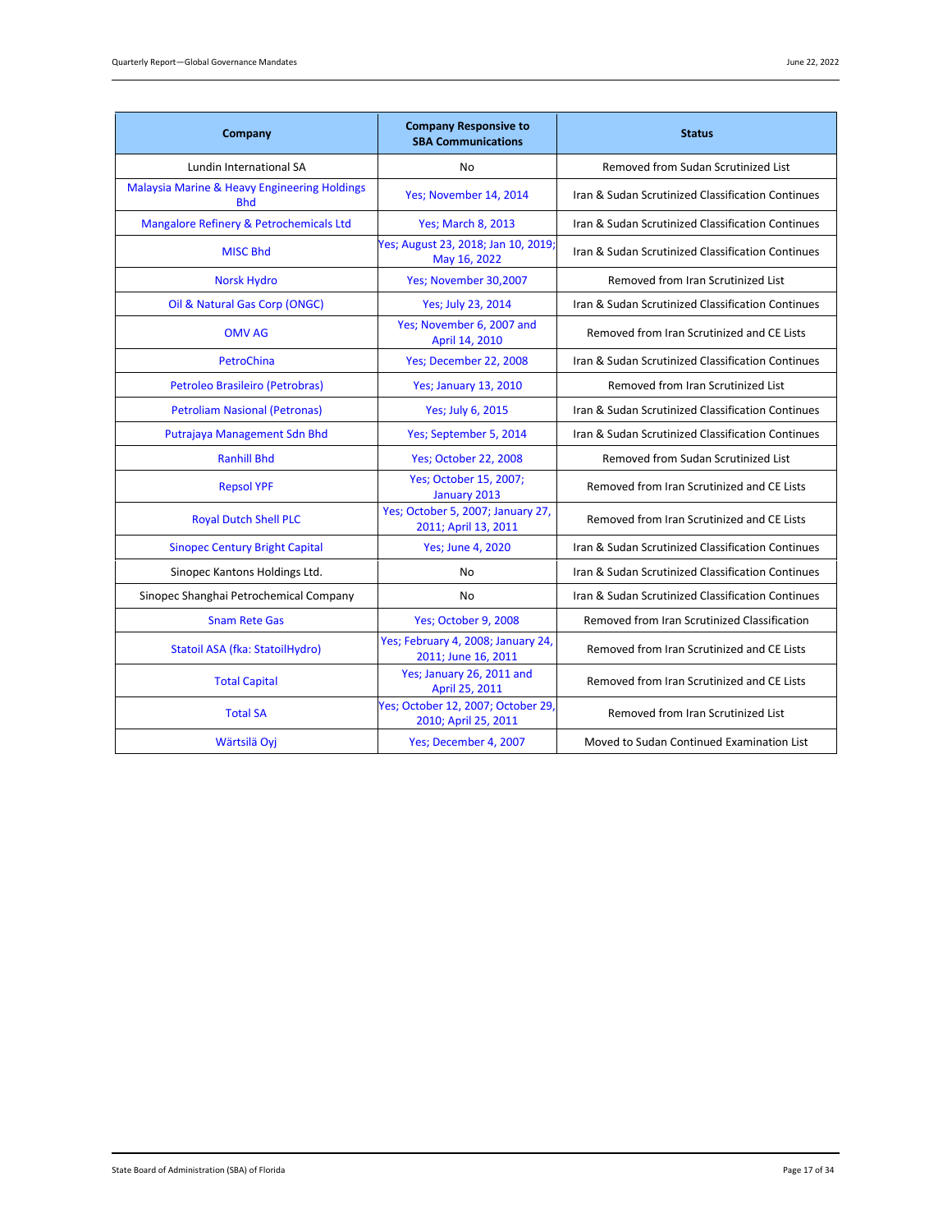| Company | Company Responsive to SBA Communications | Status |
|---|---|---|
| Lundin International SA | No | Removed from Sudan Scrutinized List |
| Malaysia Marine & Heavy Engineering Holdings Bhd | Yes; November 14, 2014 | Iran & Sudan Scrutinized Classification Continues |
| Mangalore Refinery & Petrochemicals Ltd | Yes; March 8, 2013 | Iran & Sudan Scrutinized Classification Continues |
| MISC Bhd | Yes; August 23, 2018; Jan 10, 2019; May 16, 2022 | Iran & Sudan Scrutinized Classification Continues |
| Norsk Hydro | Yes; November 30,2007 | Removed from Iran Scrutinized List |
| Oil & Natural Gas Corp (ONGC) | Yes; July 23, 2014 | Iran & Sudan Scrutinized Classification Continues |
| OMV AG | Yes; November 6, 2007 and April 14, 2010 | Removed from Iran Scrutinized and CE Lists |
| PetroChina | Yes; December 22, 2008 | Iran & Sudan Scrutinized Classification Continues |
| Petroleo Brasileiro (Petrobras) | Yes; January 13, 2010 | Removed from Iran Scrutinized List |
| Petroliam Nasional (Petronas) | Yes; July 6, 2015 | Iran & Sudan Scrutinized Classification Continues |
| Putrajaya Management Sdn Bhd | Yes; September 5, 2014 | Iran & Sudan Scrutinized Classification Continues |
| Ranhill Bhd | Yes; October 22, 2008 | Removed from Sudan Scrutinized List |
| Repsol YPF | Yes; October 15, 2007; January 2013 | Removed from Iran Scrutinized and CE Lists |
| Royal Dutch Shell PLC | Yes; October 5, 2007; January 27, 2011; April 13, 2011 | Removed from Iran Scrutinized and CE Lists |
| Sinopec Century Bright Capital | Yes; June 4, 2020 | Iran & Sudan Scrutinized Classification Continues |
| Sinopec Kantons Holdings Ltd. | No | Iran & Sudan Scrutinized Classification Continues |
| Sinopec Shanghai Petrochemical Company | No | Iran & Sudan Scrutinized Classification Continues |
| Snam Rete Gas | Yes; October 9, 2008 | Removed from Iran Scrutinized Classification |
| Statoil ASA (fka: StatoilHydro) | Yes; February 4, 2008; January 24, 2011; June 16, 2011 | Removed from Iran Scrutinized and CE Lists |
| Total Capital | Yes; January 26, 2011 and April 25, 2011 | Removed from Iran Scrutinized and CE Lists |
| Total SA | Yes; October 12, 2007; October 29, 2010; April 25, 2011 | Removed from Iran Scrutinized List |
| Wärtsilä Oyj | Yes; December 4, 2007 | Moved to Sudan Continued Examination List |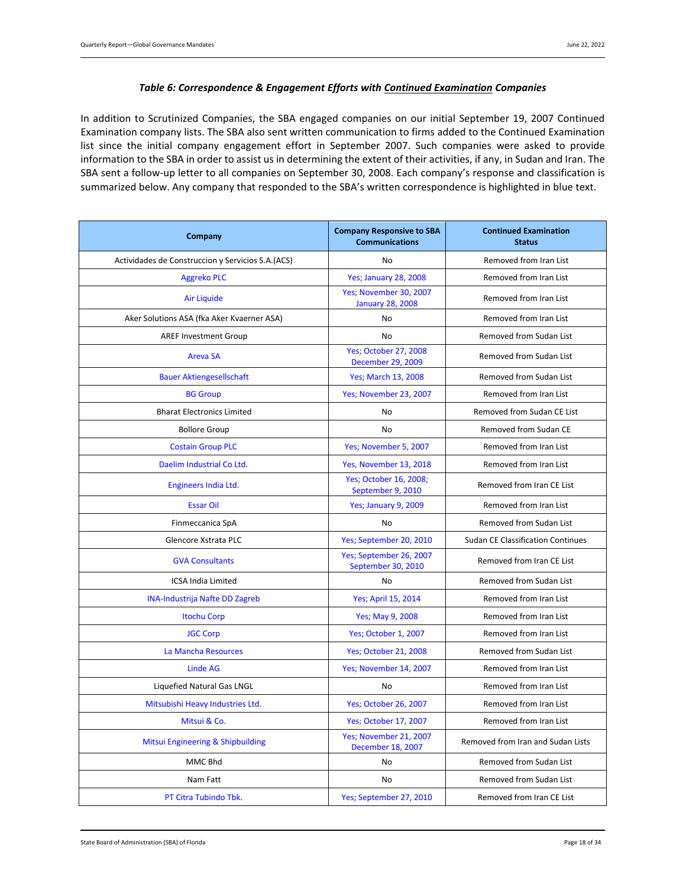### *Table 6: Correspondence & Engagement Efforts with Continued Examination Companies*

In addition to Scrutinized Companies, the SBA engaged companies on our initial September 19, 2007 Continued Examination company lists. The SBA also sent written communication to firms added to the Continued Examination list since the initial company engagement effort in September 2007. Such companies were asked to provide information to the SBA in order to assist us in determining the extent of their activities, if any, in Sudan and Iran. The SBA sent a follow-up letter to all companies on September 30, 2008. Each company's response and classification is summarized below. Any company that responded to the SBA's written correspondence is highlighted in blue text.

| Company | Company Responsive to SBA Communications | Continued Examination Status |
|---|---|---|
| Actividades de Construccion y Servicios S.A.(ACS) | No | Removed from Iran List |
| Aggreko PLC | Yes; January 28, 2008 | Removed from Iran List |
| Air Liquide | Yes; November 30, 2007 January 28, 2008 | Removed from Iran List |
| Aker Solutions ASA (fka Aker Kvaerner ASA) | No | Removed from Iran List |
| AREF Investment Group | No | Removed from Sudan List |
| Areva SA | Yes; October 27, 2008 December 29, 2009 | Removed from Sudan List |
| Bauer Aktiengesellschaft | Yes; March 13, 2008 | Removed from Sudan List |
| BG Group | Yes; November 23, 2007 | Removed from Iran List |
| Bharat Electronics Limited | No | Removed from Sudan CE List |
| Bollore Group | No | Removed from Sudan CE |
| Costain Group PLC | Yes; November 5, 2007 | Removed from Iran List |
| Daelim Industrial Co Ltd. | Yes, November 13, 2018 | Removed from Iran List |
| Engineers India Ltd. | Yes; October 16, 2008; September 9, 2010 | Removed from Iran CE List |
| Essar Oil | Yes; January 9, 2009 | Removed from Iran List |
| Finmeccanica SpA | No | Removed from Sudan List |
| Glencore Xstrata PLC | Yes; September 20, 2010 | Sudan CE Classification Continues |
| GVA Consultants | Yes; September 26, 2007 September 30, 2010 | Removed from Iran CE List |
| ICSA India Limited | No | Removed from Sudan List |
| INA-Industrija Nafte DD Zagreb | Yes; April 15, 2014 | Removed from Iran List |
| Itochu Corp | Yes; May 9, 2008 | Removed from Iran List |
| JGC Corp | Yes; October 1, 2007 | Removed from Iran List |
| La Mancha Resources | Yes; October 21, 2008 | Removed from Sudan List |
| Linde AG | Yes; November 14, 2007 | Removed from Iran List |
| Liquefied Natural Gas LNGL | No | Removed from Iran List |
| Mitsubishi Heavy Industries Ltd. | Yes; October 26, 2007 | Removed from Iran List |
| Mitsui & Co. | Yes; October 17, 2007 | Removed from Iran List |
| Mitsui Engineering & Shipbuilding | Yes; November 21, 2007 December 18, 2007 | Removed from Iran and Sudan Lists |
| MMC Bhd | No | Removed from Sudan List |
| Nam Fatt | No | Removed from Sudan List |
| PT Citra Tubindo Tbk. | Yes; September 27, 2010 | Removed from Iran CE List |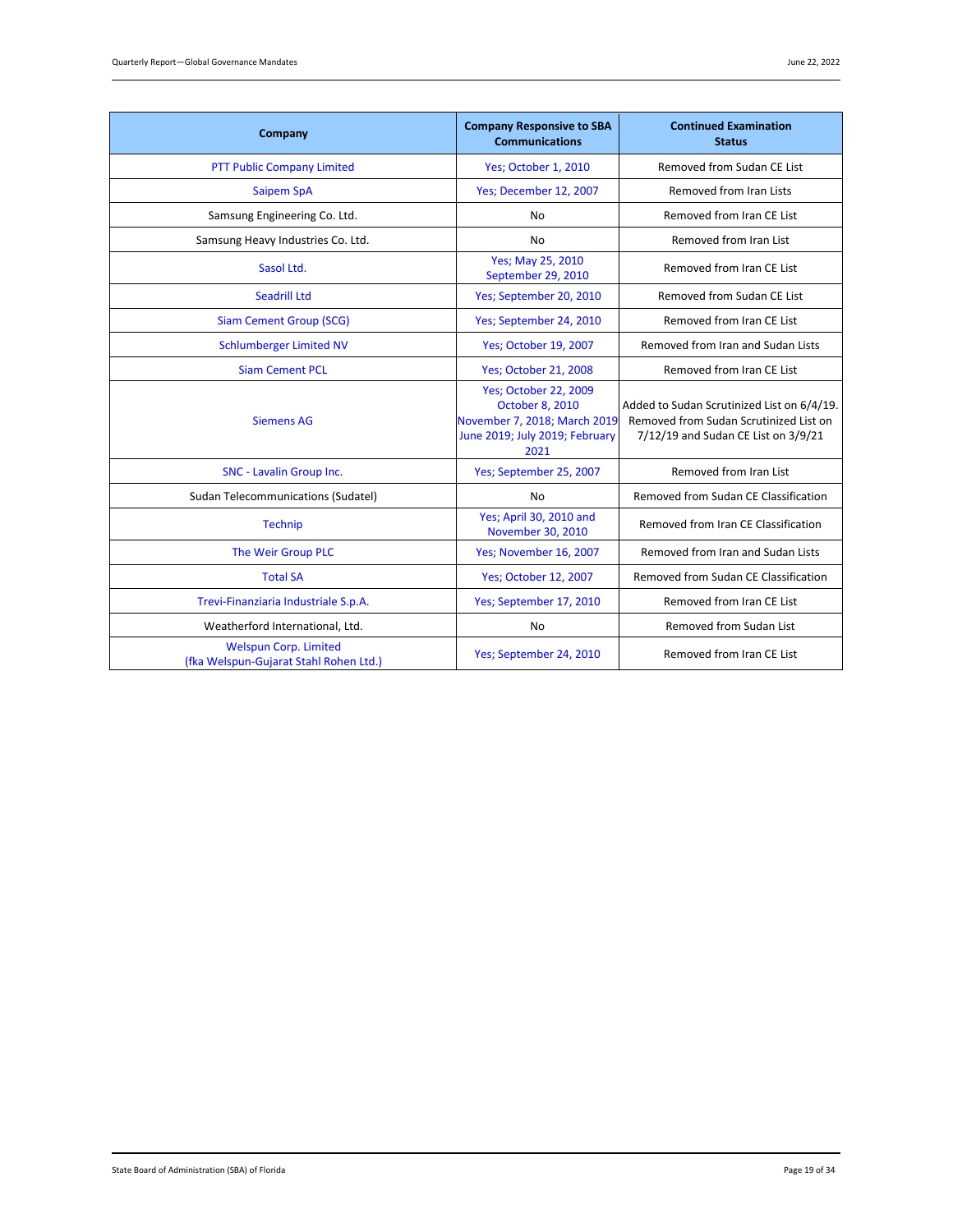| Company | Company Responsive to SBA Communications | Continued Examination Status |
|---|---|---|
| PTT Public Company Limited | Yes; October 1, 2010 | Removed from Sudan CE List |
| Saipem SpA | Yes; December 12, 2007 | Removed from Iran Lists |
| Samsung Engineering Co. Ltd. | No | Removed from Iran CE List |
| Samsung Heavy Industries Co. Ltd. | No | Removed from Iran List |
| Sasol Ltd. | Yes; May 25, 2010 September 29, 2010 | Removed from Iran CE List |
| Seadrill Ltd | Yes; September 20, 2010 | Removed from Sudan CE List |
| Siam Cement Group (SCG) | Yes; September 24, 2010 | Removed from Iran CE List |
| Schlumberger Limited NV | Yes; October 19, 2007 | Removed from Iran and Sudan Lists |
| Siam Cement PCL | Yes; October 21, 2008 | Removed from Iran CE List |
| Siemens AG | Yes; October 22, 2009 October 8, 2010 November 7, 2018; March 2019 June 2019; July 2019; February 2021 | Added to Sudan Scrutinized List on 6/4/19. Removed from Sudan Scrutinized List on 7/12/19 and Sudan CE List on 3/9/21 |
| SNC - Lavalin Group Inc. | Yes; September 25, 2007 | Removed from Iran List |
| Sudan Telecommunications (Sudatel) | No | Removed from Sudan CE Classification |
| Technip | Yes; April 30, 2010 and November 30, 2010 | Removed from Iran CE Classification |
| The Weir Group PLC | Yes; November 16, 2007 | Removed from Iran and Sudan Lists |
| Total SA | Yes; October 12, 2007 | Removed from Sudan CE Classification |
| Trevi-Finanziaria Industriale S.p.A. | Yes; September 17, 2010 | Removed from Iran CE List |
| Weatherford International, Ltd. | No | Removed from Sudan List |
| Welspun Corp. Limited (fka Welspun-Gujarat Stahl Rohen Ltd.) | Yes; September 24, 2010 | Removed from Iran CE List |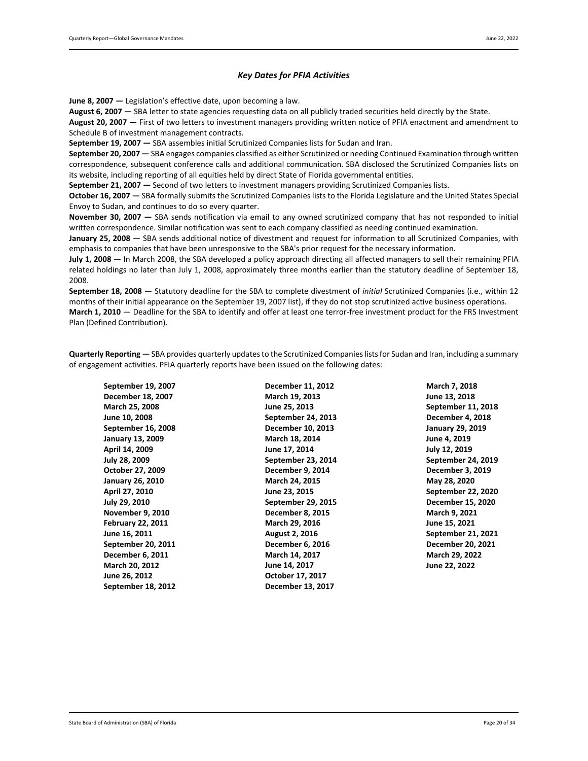### *Key Dates for PFIA Activities*

**June 8, 2007 —** Legislation's effective date, upon becoming a law.

**August 6, 2007 —** SBA letter to state agencies requesting data on all publicly traded securities held directly by the State.

**August 20, 2007 —** First of two letters to investment managers providing written notice of PFIA enactment and amendment to Schedule B of investment management contracts.

**September 19, 2007 —** SBA assembles initial Scrutinized Companies lists for Sudan and Iran.

**September 20, 2007 —** SBA engages companies classified as either Scrutinized or needing Continued Examination through written correspondence, subsequent conference calls and additional communication. SBA disclosed the Scrutinized Companies lists on its website, including reporting of all equities held by direct State of Florida governmental entities.

**September 21, 2007 —** Second of two letters to investment managers providing Scrutinized Companies lists.

**October 16, 2007 —** SBA formally submits the Scrutinized Companies lists to the Florida Legislature and the United States Special Envoy to Sudan, and continues to do so every quarter.

**November 30, 2007 —** SBA sends notification via email to any owned scrutinized company that has not responded to initial written correspondence. Similar notification was sent to each company classified as needing continued examination.

**January 25, 2008** — SBA sends additional notice of divestment and request for information to all Scrutinized Companies, with emphasis to companies that have been unresponsive to the SBA's prior request for the necessary information.

**July 1, 2008** — In March 2008, the SBA developed a policy approach directing all affected managers to sell their remaining PFIA related holdings no later than July 1, 2008, approximately three months earlier than the statutory deadline of September 18, 2008.

**September 18, 2008** — Statutory deadline for the SBA to complete divestment of *initial* Scrutinized Companies (i.e., within 12 months of their initial appearance on the September 19, 2007 list), if they do not stop scrutinized active business operations.

**March 1, 2010** — Deadline for the SBA to identify and offer at least one terror-free investment product for the FRS Investment Plan (Defined Contribution).

**Quarterly Reporting** — SBA provides quarterly updates to the Scrutinized Companies lists for Sudan and Iran, including a summary of engagement activities. PFIA quarterly reports have been issued on the following dates:

**September 19, 2007**
**December 18, 2007**
**March 25, 2008**
**June 10, 2008**
**September 16, 2008**
**January 13, 2009**
**April 14, 2009**
**July 28, 2009**
**October 27, 2009**
**January 26, 2010**
**April 27, 2010**
**July 29, 2010**
**November 9, 2010**
**February 22, 2011**
**June 16, 2011**
**September 20, 2011**
**December 6, 2011**
**March 20, 2012**
**June 26, 2012**
**September 18, 2012**
**December 11, 2012**
**March 19, 2013**
**June 25, 2013**
**September 24, 2013**
**December 10, 2013**
**March 18, 2014**
**June 17, 2014**
**September 23, 2014**
**December 9, 2014**
**March 24, 2015**
**June 23, 2015**
**September 29, 2015**
**December 8, 2015**
**March 29, 2016**
**August 2, 2016**
**December 6, 2016**
**March 14, 2017**
**June 14, 2017**
**October 17, 2017**
**December 13, 2017**
**March 7, 2018**
**June 13, 2018**
**September 11, 2018**
**December 4, 2018**
**January 29, 2019**
**June 4, 2019**
**July 12, 2019**
**September 24, 2019**
**December 3, 2019**
**May 28, 2020**
**September 22, 2020**
**December 15, 2020**
**March 9, 2021**
**June 15, 2021**
**September 21, 2021**
**December 20, 2021**
**March 29, 2022**
**June 22, 2022**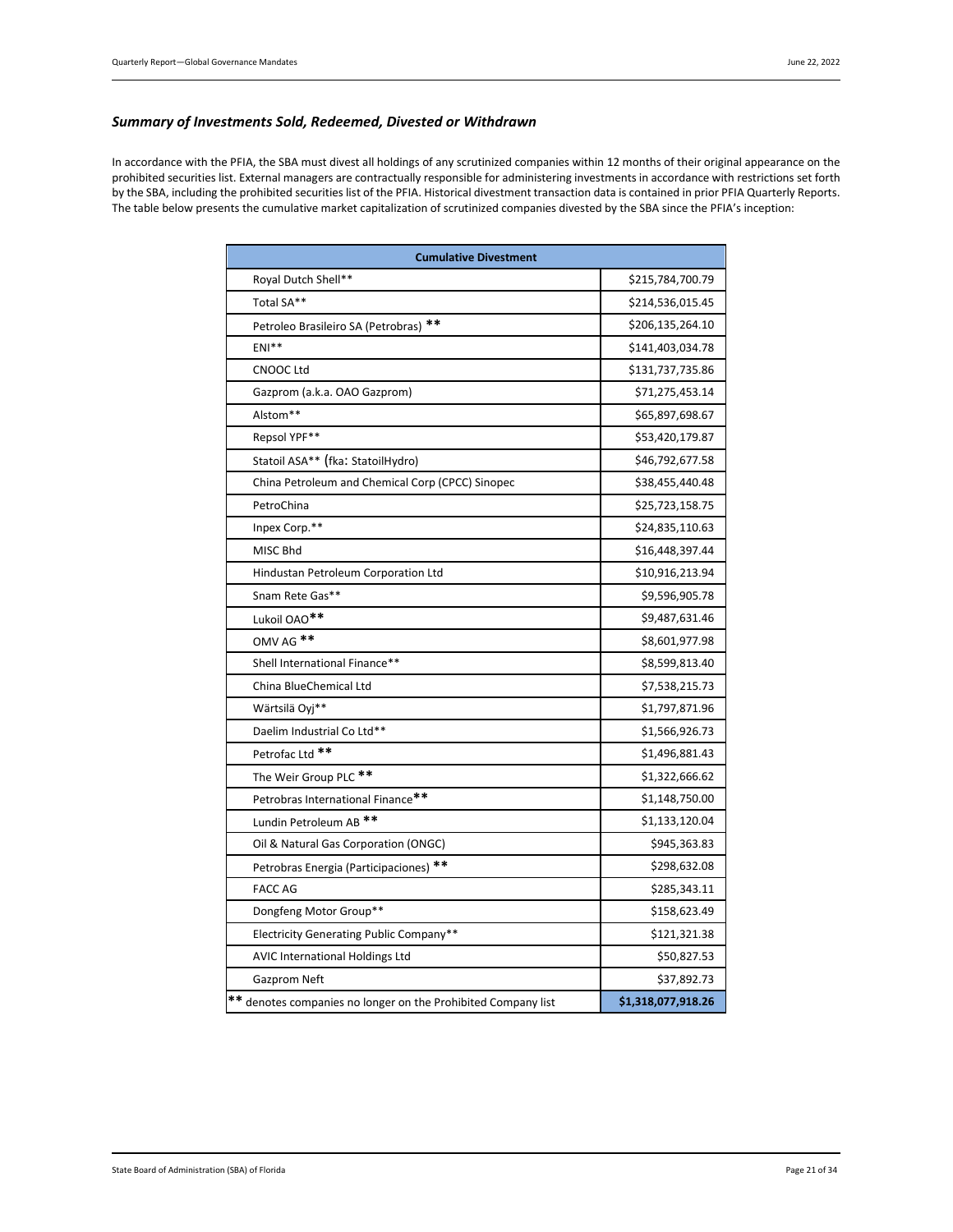## *Summary of Investments Sold, Redeemed, Divested or Withdrawn*

In accordance with the PFIA, the SBA must divest all holdings of any scrutinized companies within 12 months of their original appearance on the prohibited securities list. External managers are contractually responsible for administering investments in accordance with restrictions set forth by the SBA, including the prohibited securities list of the PFIA. Historical divestment transaction data is contained in prior PFIA Quarterly Reports. The table below presents the cumulative market capitalization of scrutinized companies divested by the SBA since the PFIA's inception:

| Cumulative Divestment | |
|---|---|
| Royal Dutch Shell** | $215,784,700.79 |
| Total SA** | $214,536,015.45 |
| Petroleo Brasileiro SA (Petrobras) ** | $206,135,264.10 |
| ENI** | $141,403,034.78 |
| CNOOC Ltd | $131,737,735.86 |
| Gazprom (a.k.a. OAO Gazprom) | $71,275,453.14 |
| Alstom** | $65,897,698.67 |
| Repsol YPF** | $53,420,179.87 |
| Statoil ASA** (fka: StatoilHydro) | $46,792,677.58 |
| China Petroleum and Chemical Corp (CPCC) Sinopec | $38,455,440.48 |
| PetroChina | $25,723,158.75 |
| Inpex Corp.** | $24,835,110.63 |
| MISC Bhd | $16,448,397.44 |
| Hindustan Petroleum Corporation Ltd | $10,916,213.94 |
| Snam Rete Gas** | $9,596,905.78 |
| Lukoil OAO** | $9,487,631.46 |
| OMV AG ** | $8,601,977.98 |
| Shell International Finance** | $8,599,813.40 |
| China BlueChemical Ltd | $7,538,215.73 |
| Wärtsilä Oyj** | $1,797,871.96 |
| Daelim Industrial Co Ltd** | $1,566,926.73 |
| Petrofac Ltd ** | $1,496,881.43 |
| The Weir Group PLC ** | $1,322,666.62 |
| Petrobras International Finance** | $1,148,750.00 |
| Lundin Petroleum AB ** | $1,133,120.04 |
| Oil & Natural Gas Corporation (ONGC) | $945,363.83 |
| Petrobras Energia (Participaciones) ** | $298,632.08 |
| FACC AG | $285,343.11 |
| Dongfeng Motor Group** | $158,623.49 |
| Electricity Generating Public Company** | $121,321.38 |
| AVIC International Holdings Ltd | $50,827.53 |
| Gazprom Neft | $37,892.73 |
| ** denotes companies no longer on the Prohibited Company list | **$1,318,077,918.26** |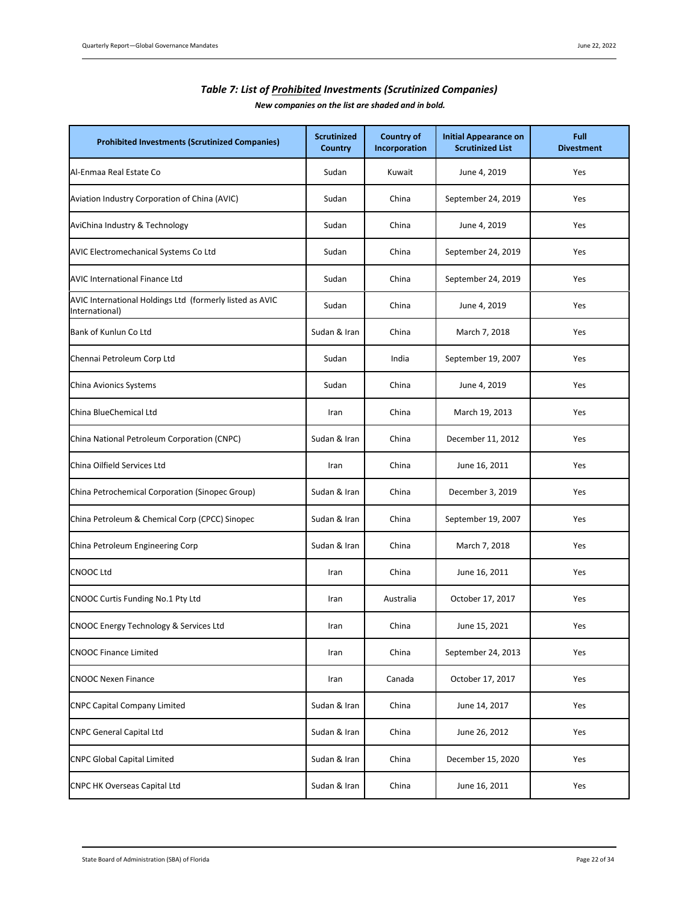### *Table 7: List of Prohibited Investments (Scrutinized Companies)*

***New companies on the list are shaded and in bold.***

| Prohibited Investments (Scrutinized Companies) | Scrutinized Country | Country of Incorporation | Initial Appearance on Scrutinized List | Full Divestment |
|---|---|---|---|---|
| Al-Enmaa Real Estate Co | Sudan | Kuwait | June 4, 2019 | Yes |
| Aviation Industry Corporation of China (AVIC) | Sudan | China | September 24, 2019 | Yes |
| AviChina Industry & Technology | Sudan | China | June 4, 2019 | Yes |
| AVIC Electromechanical Systems Co Ltd | Sudan | China | September 24, 2019 | Yes |
| AVIC International Finance Ltd | Sudan | China | September 24, 2019 | Yes |
| AVIC International Holdings Ltd (formerly listed as AVIC International) | Sudan | China | June 4, 2019 | Yes |
| Bank of Kunlun Co Ltd | Sudan & Iran | China | March 7, 2018 | Yes |
| Chennai Petroleum Corp Ltd | Sudan | India | September 19, 2007 | Yes |
| China Avionics Systems | Sudan | China | June 4, 2019 | Yes |
| China BlueChemical Ltd | Iran | China | March 19, 2013 | Yes |
| China National Petroleum Corporation (CNPC) | Sudan & Iran | China | December 11, 2012 | Yes |
| China Oilfield Services Ltd | Iran | China | June 16, 2011 | Yes |
| China Petrochemical Corporation (Sinopec Group) | Sudan & Iran | China | December 3, 2019 | Yes |
| China Petroleum & Chemical Corp (CPCC) Sinopec | Sudan & Iran | China | September 19, 2007 | Yes |
| China Petroleum Engineering Corp | Sudan & Iran | China | March 7, 2018 | Yes |
| CNOOC Ltd | Iran | China | June 16, 2011 | Yes |
| CNOOC Curtis Funding No.1 Pty Ltd | Iran | Australia | October 17, 2017 | Yes |
| CNOOC Energy Technology & Services Ltd | Iran | China | June 15, 2021 | Yes |
| CNOOC Finance Limited | Iran | China | September 24, 2013 | Yes |
| CNOOC Nexen Finance | Iran | Canada | October 17, 2017 | Yes |
| CNPC Capital Company Limited | Sudan & Iran | China | June 14, 2017 | Yes |
| CNPC General Capital Ltd | Sudan & Iran | China | June 26, 2012 | Yes |
| CNPC Global Capital Limited | Sudan & Iran | China | December 15, 2020 | Yes |
| CNPC HK Overseas Capital Ltd | Sudan & Iran | China | June 16, 2011 | Yes |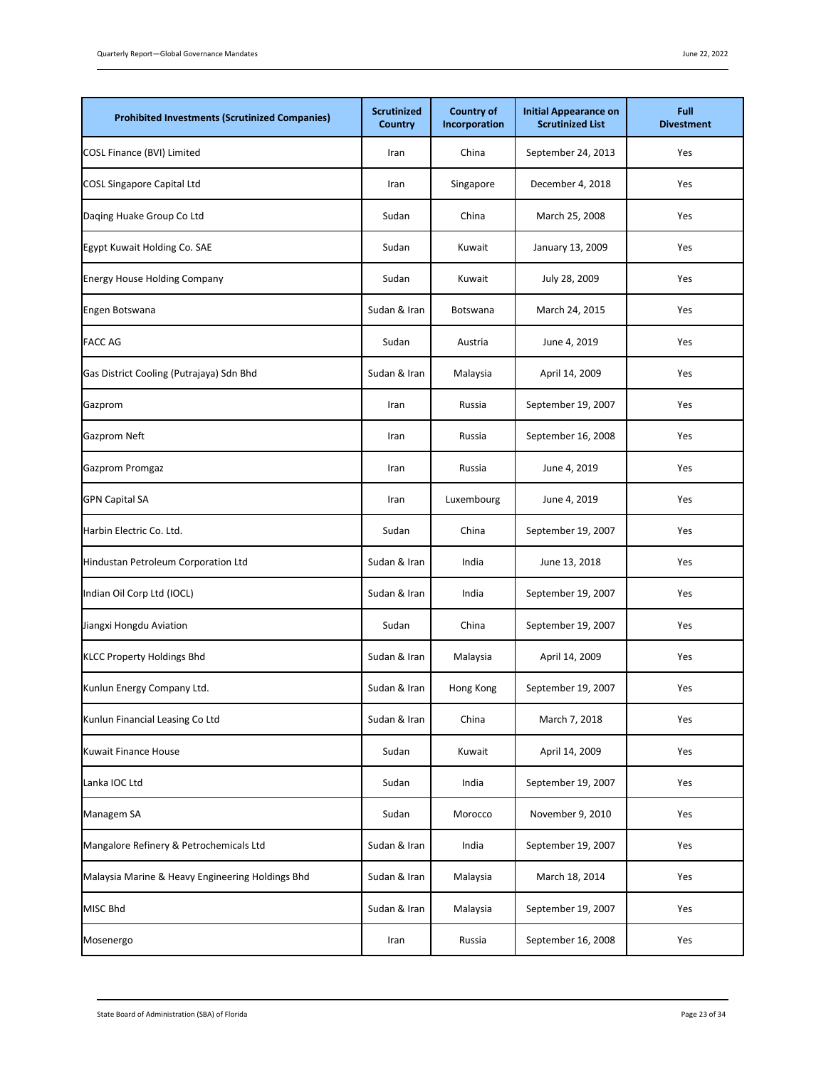| Prohibited Investments (Scrutinized Companies) | Scrutinized Country | Country of Incorporation | Initial Appearance on Scrutinized List | Full Divestment |
|---|---|---|---|---|
| COSL Finance (BVI) Limited | Iran | China | September 24, 2013 | Yes |
| COSL Singapore Capital Ltd | Iran | Singapore | December 4, 2018 | Yes |
| Daqing Huake Group Co Ltd | Sudan | China | March 25, 2008 | Yes |
| Egypt Kuwait Holding Co. SAE | Sudan | Kuwait | January 13, 2009 | Yes |
| Energy House Holding Company | Sudan | Kuwait | July 28, 2009 | Yes |
| Engen Botswana | Sudan & Iran | Botswana | March 24, 2015 | Yes |
| FACC AG | Sudan | Austria | June 4, 2019 | Yes |
| Gas District Cooling (Putrajaya) Sdn Bhd | Sudan & Iran | Malaysia | April 14, 2009 | Yes |
| Gazprom | Iran | Russia | September 19, 2007 | Yes |
| Gazprom Neft | Iran | Russia | September 16, 2008 | Yes |
| Gazprom Promgaz | Iran | Russia | June 4, 2019 | Yes |
| GPN Capital SA | Iran | Luxembourg | June 4, 2019 | Yes |
| Harbin Electric Co. Ltd. | Sudan | China | September 19, 2007 | Yes |
| Hindustan Petroleum Corporation Ltd | Sudan & Iran | India | June 13, 2018 | Yes |
| Indian Oil Corp Ltd (IOCL) | Sudan & Iran | India | September 19, 2007 | Yes |
| Jiangxi Hongdu Aviation | Sudan | China | September 19, 2007 | Yes |
| KLCC Property Holdings Bhd | Sudan & Iran | Malaysia | April 14, 2009 | Yes |
| Kunlun Energy Company Ltd. | Sudan & Iran | Hong Kong | September 19, 2007 | Yes |
| Kunlun Financial Leasing Co Ltd | Sudan & Iran | China | March 7, 2018 | Yes |
| Kuwait Finance House | Sudan | Kuwait | April 14, 2009 | Yes |
| Lanka IOC Ltd | Sudan | India | September 19, 2007 | Yes |
| Managem SA | Sudan | Morocco | November 9, 2010 | Yes |
| Mangalore Refinery & Petrochemicals Ltd | Sudan & Iran | India | September 19, 2007 | Yes |
| Malaysia Marine & Heavy Engineering Holdings Bhd | Sudan & Iran | Malaysia | March 18, 2014 | Yes |
| MISC Bhd | Sudan & Iran | Malaysia | September 19, 2007 | Yes |
| Mosenergo | Iran | Russia | September 16, 2008 | Yes |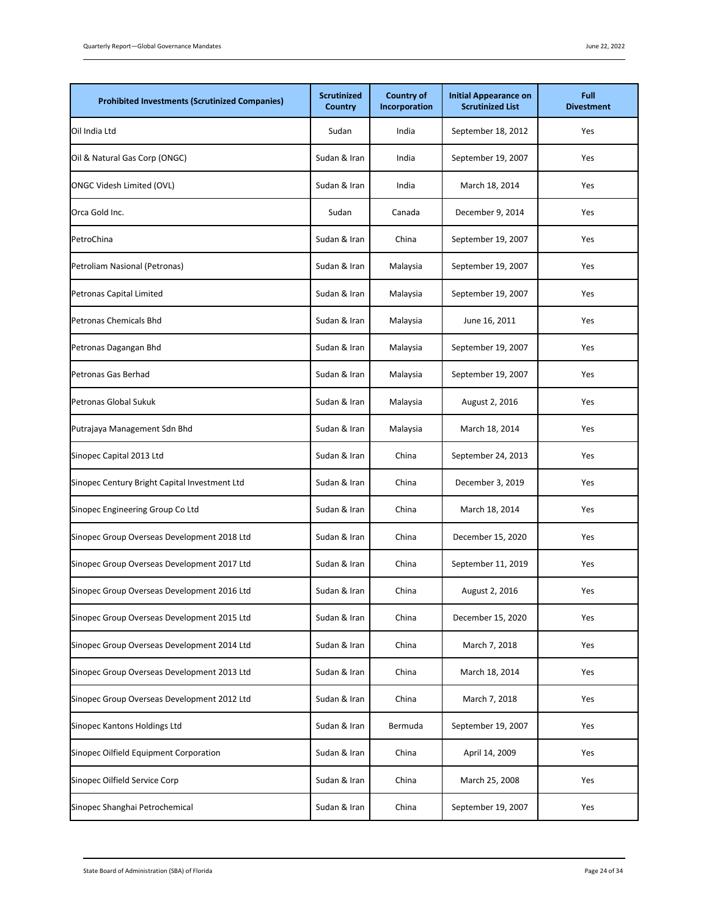| Prohibited Investments (Scrutinized Companies) | Scrutinized Country | Country of Incorporation | Initial Appearance on Scrutinized List | Full Divestment |
|---|---|---|---|---|
| Oil India Ltd | Sudan | India | September 18, 2012 | Yes |
| Oil & Natural Gas Corp (ONGC) | Sudan & Iran | India | September 19, 2007 | Yes |
| ONGC Videsh Limited (OVL) | Sudan & Iran | India | March 18, 2014 | Yes |
| Orca Gold Inc. | Sudan | Canada | December 9, 2014 | Yes |
| PetroChina | Sudan & Iran | China | September 19, 2007 | Yes |
| Petroliam Nasional (Petronas) | Sudan & Iran | Malaysia | September 19, 2007 | Yes |
| Petronas Capital Limited | Sudan & Iran | Malaysia | September 19, 2007 | Yes |
| Petronas Chemicals Bhd | Sudan & Iran | Malaysia | June 16, 2011 | Yes |
| Petronas Dagangan Bhd | Sudan & Iran | Malaysia | September 19, 2007 | Yes |
| Petronas Gas Berhad | Sudan & Iran | Malaysia | September 19, 2007 | Yes |
| Petronas Global Sukuk | Sudan & Iran | Malaysia | August 2, 2016 | Yes |
| Putrajaya Management Sdn Bhd | Sudan & Iran | Malaysia | March 18, 2014 | Yes |
| Sinopec Capital 2013 Ltd | Sudan & Iran | China | September 24, 2013 | Yes |
| Sinopec Century Bright Capital Investment Ltd | Sudan & Iran | China | December 3, 2019 | Yes |
| Sinopec Engineering Group Co Ltd | Sudan & Iran | China | March 18, 2014 | Yes |
| Sinopec Group Overseas Development 2018 Ltd | Sudan & Iran | China | December 15, 2020 | Yes |
| Sinopec Group Overseas Development 2017 Ltd | Sudan & Iran | China | September 11, 2019 | Yes |
| Sinopec Group Overseas Development 2016 Ltd | Sudan & Iran | China | August 2, 2016 | Yes |
| Sinopec Group Overseas Development 2015 Ltd | Sudan & Iran | China | December 15, 2020 | Yes |
| Sinopec Group Overseas Development 2014 Ltd | Sudan & Iran | China | March 7, 2018 | Yes |
| Sinopec Group Overseas Development 2013 Ltd | Sudan & Iran | China | March 18, 2014 | Yes |
| Sinopec Group Overseas Development 2012 Ltd | Sudan & Iran | China | March 7, 2018 | Yes |
| Sinopec Kantons Holdings Ltd | Sudan & Iran | Bermuda | September 19, 2007 | Yes |
| Sinopec Oilfield Equipment Corporation | Sudan & Iran | China | April 14, 2009 | Yes |
| Sinopec Oilfield Service Corp | Sudan & Iran | China | March 25, 2008 | Yes |
| Sinopec Shanghai Petrochemical | Sudan & Iran | China | September 19, 2007 | Yes |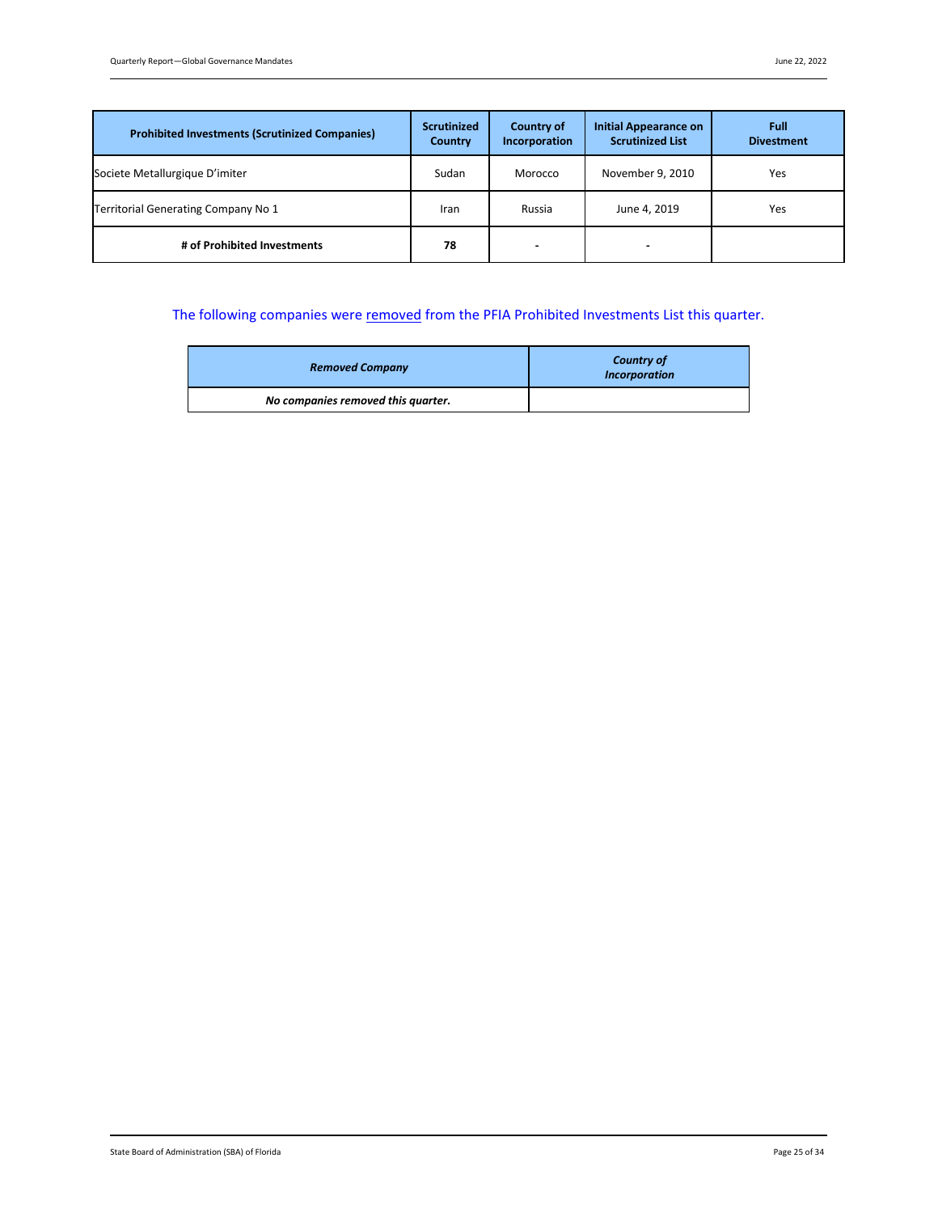| Prohibited Investments (Scrutinized Companies) | Scrutinized Country | Country of Incorporation | Initial Appearance on Scrutinized List | Full Divestment |
|---|---|---|---|---|
| Societe Metallurgique D'imiter | Sudan | Morocco | November 9, 2010 | Yes |
| Territorial Generating Company No 1 | Iran | Russia | June 4, 2019 | Yes |
| **# of Prohibited Investments** | **78** | - | - | |

The following companies were removed from the PFIA Prohibited Investments List this quarter.

| ***Removed Company*** | ***Country of Incorporation*** |
|---|---|
| ***No companies removed this quarter.*** | |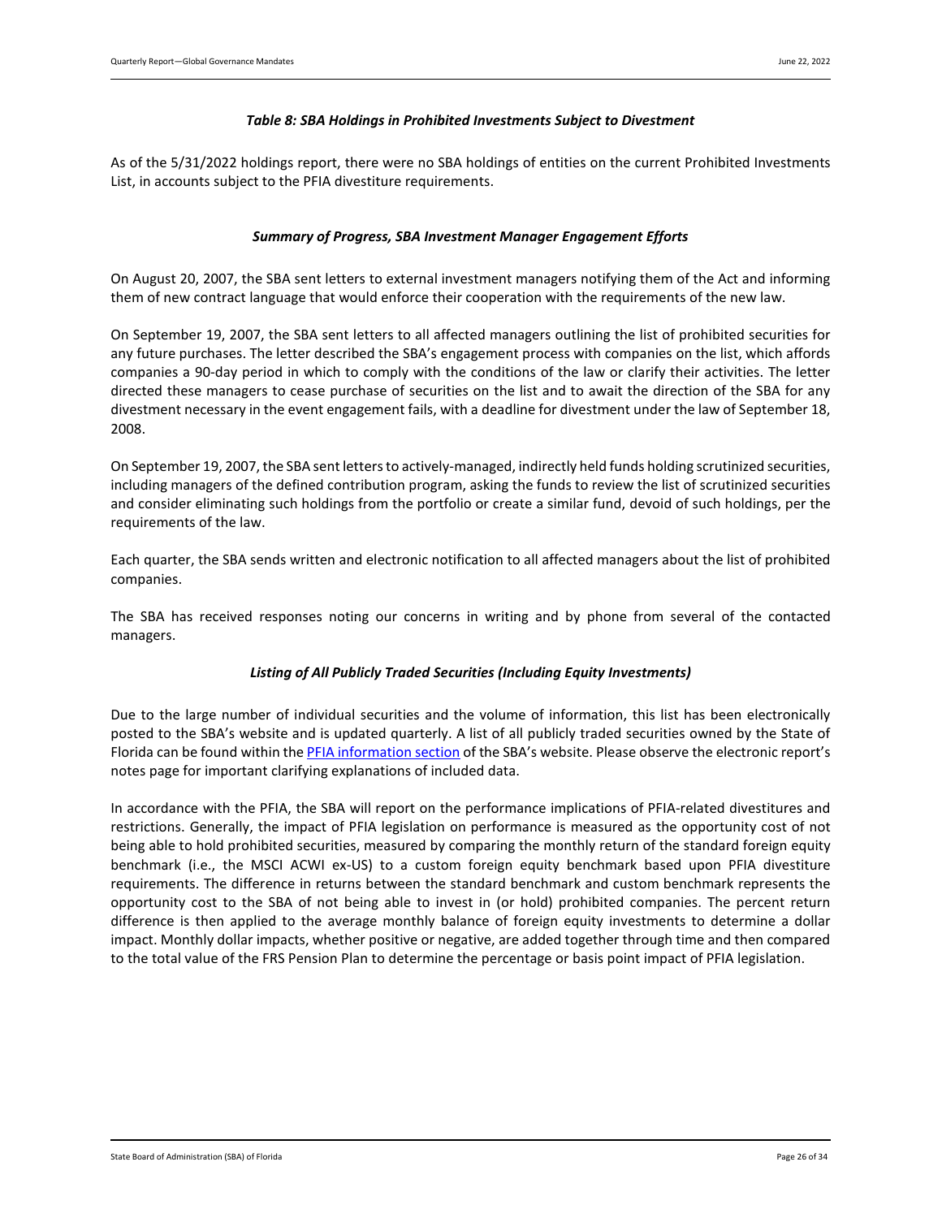### *Table 8: SBA Holdings in Prohibited Investments Subject to Divestment*

As of the 5/31/2022 holdings report, there were no SBA holdings of entities on the current Prohibited Investments List, in accounts subject to the PFIA divestiture requirements.

### *Summary of Progress, SBA Investment Manager Engagement Efforts*

On August 20, 2007, the SBA sent letters to external investment managers notifying them of the Act and informing them of new contract language that would enforce their cooperation with the requirements of the new law.

On September 19, 2007, the SBA sent letters to all affected managers outlining the list of prohibited securities for any future purchases. The letter described the SBA's engagement process with companies on the list, which affords companies a 90-day period in which to comply with the conditions of the law or clarify their activities. The letter directed these managers to cease purchase of securities on the list and to await the direction of the SBA for any divestment necessary in the event engagement fails, with a deadline for divestment under the law of September 18, 2008.

On September 19, 2007, the SBA sent letters to actively-managed, indirectly held funds holding scrutinized securities, including managers of the defined contribution program, asking the funds to review the list of scrutinized securities and consider eliminating such holdings from the portfolio or create a similar fund, devoid of such holdings, per the requirements of the law.

Each quarter, the SBA sends written and electronic notification to all affected managers about the list of prohibited companies.

The SBA has received responses noting our concerns in writing and by phone from several of the contacted managers.

### *Listing of All Publicly Traded Securities (Including Equity Investments)*

Due to the large number of individual securities and the volume of information, this list has been electronically posted to the SBA's website and is updated quarterly. A list of all publicly traded securities owned by the State of Florida can be found within the PFIA information section of the SBA's website. Please observe the electronic report's notes page for important clarifying explanations of included data.

In accordance with the PFIA, the SBA will report on the performance implications of PFIA-related divestitures and restrictions. Generally, the impact of PFIA legislation on performance is measured as the opportunity cost of not being able to hold prohibited securities, measured by comparing the monthly return of the standard foreign equity benchmark (i.e., the MSCI ACWI ex-US) to a custom foreign equity benchmark based upon PFIA divestiture requirements. The difference in returns between the standard benchmark and custom benchmark represents the opportunity cost to the SBA of not being able to invest in (or hold) prohibited companies. The percent return difference is then applied to the average monthly balance of foreign equity investments to determine a dollar impact. Monthly dollar impacts, whether positive or negative, are added together through time and then compared to the total value of the FRS Pension Plan to determine the percentage or basis point impact of PFIA legislation.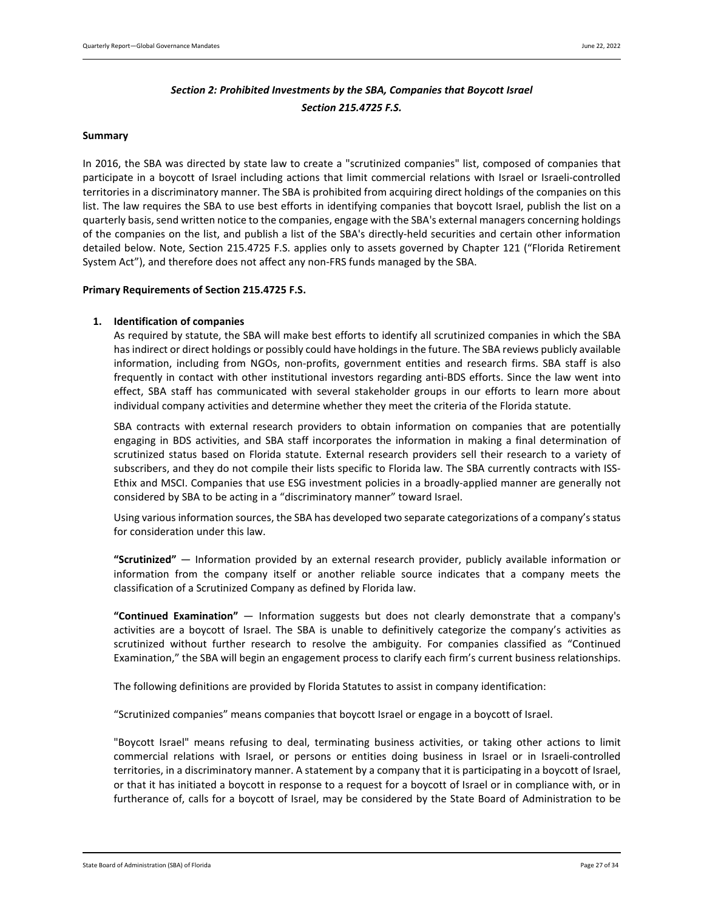## *Section 2: Prohibited Investments by the SBA, Companies that Boycott Israel*
## *Section 215.4725 F.S.*

**Summary**

In 2016, the SBA was directed by state law to create a "scrutinized companies" list, composed of companies that participate in a boycott of Israel including actions that limit commercial relations with Israel or Israeli-controlled territories in a discriminatory manner. The SBA is prohibited from acquiring direct holdings of the companies on this list. The law requires the SBA to use best efforts in identifying companies that boycott Israel, publish the list on a quarterly basis, send written notice to the companies, engage with the SBA's external managers concerning holdings of the companies on the list, and publish a list of the SBA's directly-held securities and certain other information detailed below. Note, Section 215.4725 F.S. applies only to assets governed by Chapter 121 ("Florida Retirement System Act"), and therefore does not affect any non-FRS funds managed by the SBA.

**Primary Requirements of Section 215.4725 F.S.**

1. **Identification of companies**
   As required by statute, the SBA will make best efforts to identify all scrutinized companies in which the SBA has indirect or direct holdings or possibly could have holdings in the future. The SBA reviews publicly available information, including from NGOs, non-profits, government entities and research firms. SBA staff is also frequently in contact with other institutional investors regarding anti-BDS efforts. Since the law went into effect, SBA staff has communicated with several stakeholder groups in our efforts to learn more about individual company activities and determine whether they meet the criteria of the Florida statute.

   SBA contracts with external research providers to obtain information on companies that are potentially engaging in BDS activities, and SBA staff incorporates the information in making a final determination of scrutinized status based on Florida statute. External research providers sell their research to a variety of subscribers, and they do not compile their lists specific to Florida law. The SBA currently contracts with ISS-Ethix and MSCI. Companies that use ESG investment policies in a broadly-applied manner are generally not considered by SBA to be acting in a "discriminatory manner" toward Israel.

   Using various information sources, the SBA has developed two separate categorizations of a company's status for consideration under this law.

   **"Scrutinized"** — Information provided by an external research provider, publicly available information or information from the company itself or another reliable source indicates that a company meets the classification of a Scrutinized Company as defined by Florida law.

   **"Continued Examination"** — Information suggests but does not clearly demonstrate that a company's activities are a boycott of Israel. The SBA is unable to definitively categorize the company's activities as scrutinized without further research to resolve the ambiguity. For companies classified as "Continued Examination," the SBA will begin an engagement process to clarify each firm's current business relationships.

   The following definitions are provided by Florida Statutes to assist in company identification:

   "Scrutinized companies" means companies that boycott Israel or engage in a boycott of Israel.

   "Boycott Israel" means refusing to deal, terminating business activities, or taking other actions to limit commercial relations with Israel, or persons or entities doing business in Israel or in Israeli-controlled territories, in a discriminatory manner. A statement by a company that it is participating in a boycott of Israel, or that it has initiated a boycott in response to a request for a boycott of Israel or in compliance with, or in furtherance of, calls for a boycott of Israel, may be considered by the State Board of Administration to be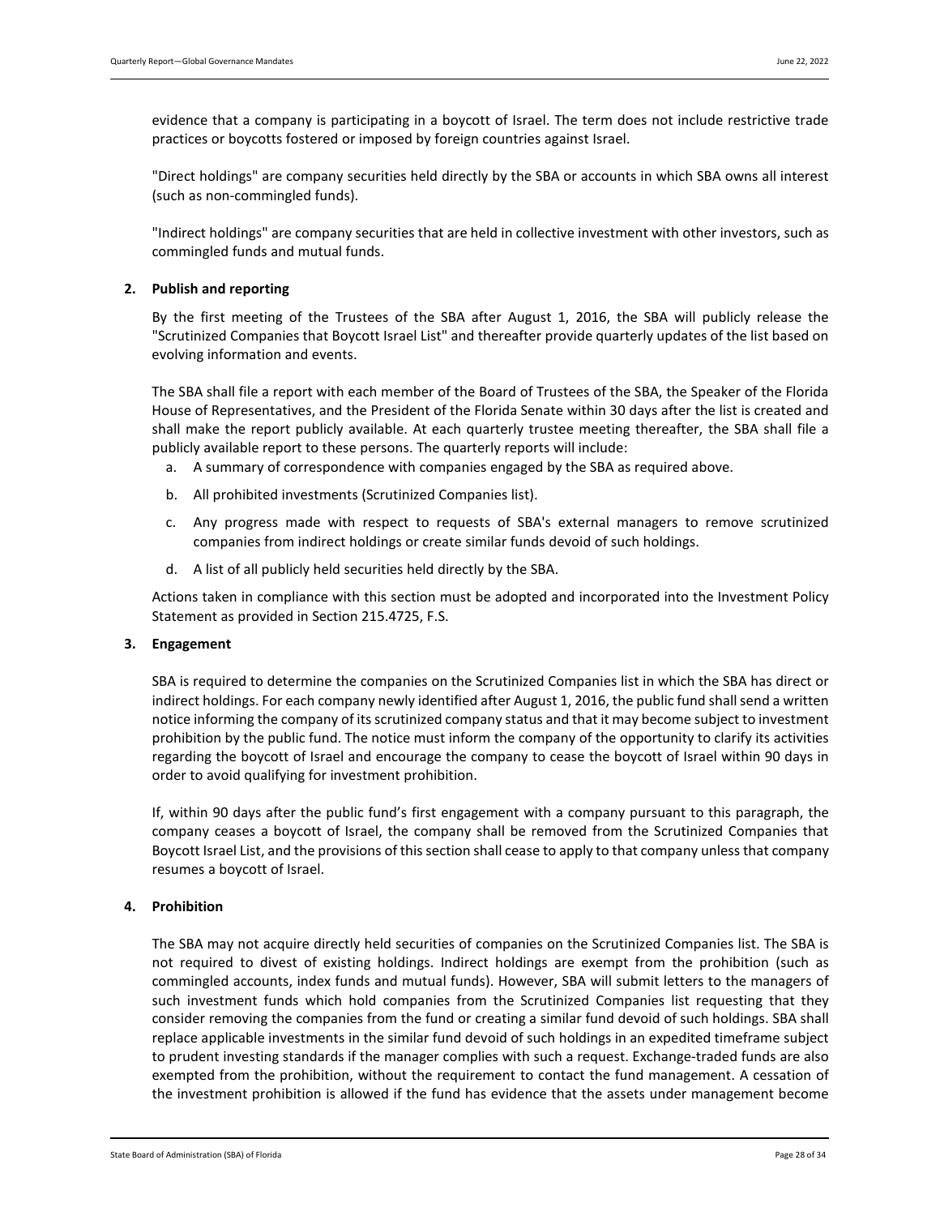evidence that a company is participating in a boycott of Israel. The term does not include restrictive trade practices or boycotts fostered or imposed by foreign countries against Israel.

"Direct holdings" are company securities held directly by the SBA or accounts in which SBA owns all interest (such as non-commingled funds).

"Indirect holdings" are company securities that are held in collective investment with other investors, such as commingled funds and mutual funds.

**2. Publish and reporting**

By the first meeting of the Trustees of the SBA after August 1, 2016, the SBA will publicly release the "Scrutinized Companies that Boycott Israel List" and thereafter provide quarterly updates of the list based on evolving information and events.

The SBA shall file a report with each member of the Board of Trustees of the SBA, the Speaker of the Florida House of Representatives, and the President of the Florida Senate within 30 days after the list is created and shall make the report publicly available. At each quarterly trustee meeting thereafter, the SBA shall file a publicly available report to these persons. The quarterly reports will include:

a. A summary of correspondence with companies engaged by the SBA as required above.

b. All prohibited investments (Scrutinized Companies list).

c. Any progress made with respect to requests of SBA's external managers to remove scrutinized companies from indirect holdings or create similar funds devoid of such holdings.

d. A list of all publicly held securities held directly by the SBA.

Actions taken in compliance with this section must be adopted and incorporated into the Investment Policy Statement as provided in Section 215.4725, F.S.

**3. Engagement**

SBA is required to determine the companies on the Scrutinized Companies list in which the SBA has direct or indirect holdings. For each company newly identified after August 1, 2016, the public fund shall send a written notice informing the company of its scrutinized company status and that it may become subject to investment prohibition by the public fund. The notice must inform the company of the opportunity to clarify its activities regarding the boycott of Israel and encourage the company to cease the boycott of Israel within 90 days in order to avoid qualifying for investment prohibition.

If, within 90 days after the public fund's first engagement with a company pursuant to this paragraph, the company ceases a boycott of Israel, the company shall be removed from the Scrutinized Companies that Boycott Israel List, and the provisions of this section shall cease to apply to that company unless that company resumes a boycott of Israel.

**4. Prohibition**

The SBA may not acquire directly held securities of companies on the Scrutinized Companies list. The SBA is not required to divest of existing holdings. Indirect holdings are exempt from the prohibition (such as commingled accounts, index funds and mutual funds). However, SBA will submit letters to the managers of such investment funds which hold companies from the Scrutinized Companies list requesting that they consider removing the companies from the fund or creating a similar fund devoid of such holdings. SBA shall replace applicable investments in the similar fund devoid of such holdings in an expedited timeframe subject to prudent investing standards if the manager complies with such a request. Exchange-traded funds are also exempted from the prohibition, without the requirement to contact the fund management. A cessation of the investment prohibition is allowed if the fund has evidence that the assets under management become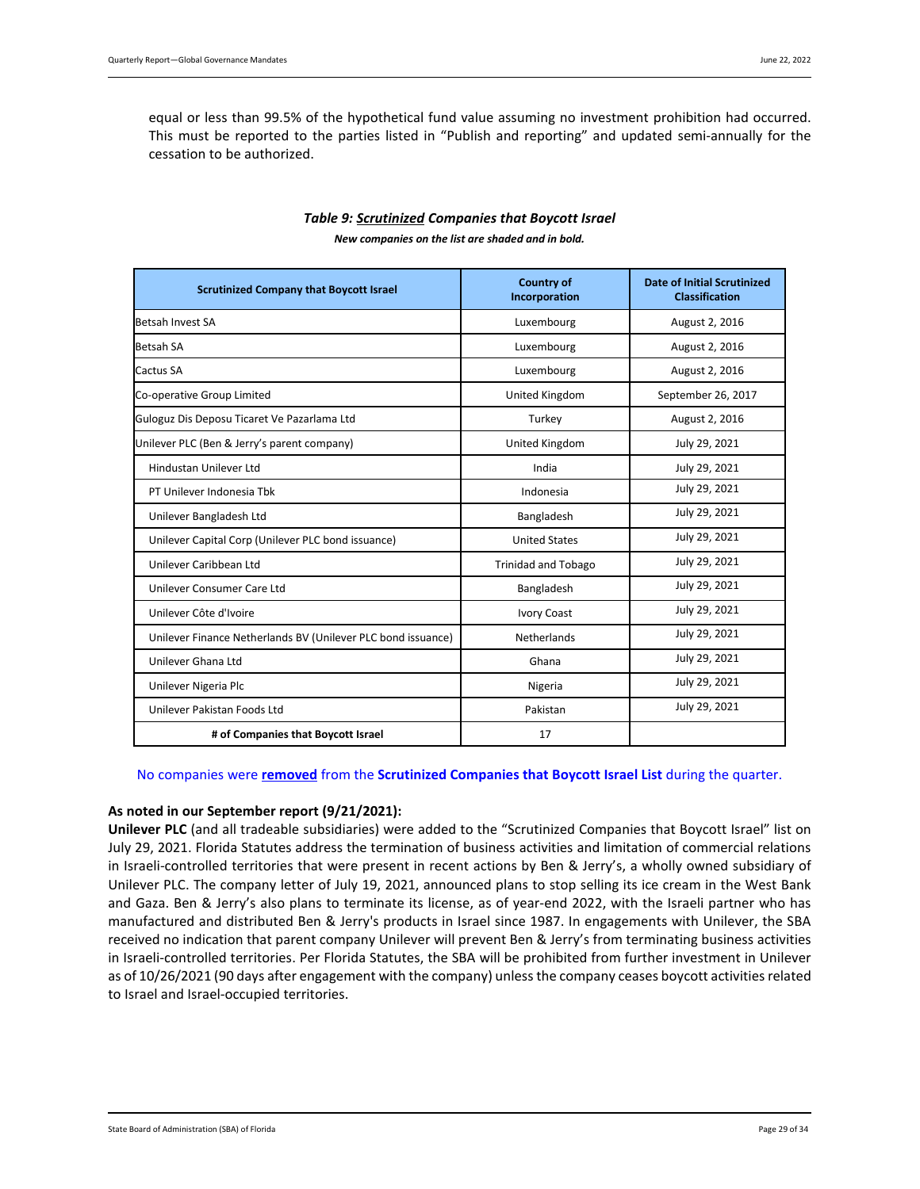equal or less than 99.5% of the hypothetical fund value assuming no investment prohibition had occurred. This must be reported to the parties listed in "Publish and reporting" and updated semi-annually for the cessation to be authorized.

***Table 9: Scrutinized Companies that Boycott Israel***

***New companies on the list are shaded and in bold.***

| Scrutinized Company that Boycott Israel | Country of Incorporation | Date of Initial Scrutinized Classification |
|---|---|---|
| Betsah Invest SA | Luxembourg | August 2, 2016 |
| Betsah SA | Luxembourg | August 2, 2016 |
| Cactus SA | Luxembourg | August 2, 2016 |
| Co-operative Group Limited | United Kingdom | September 26, 2017 |
| Guloguz Dis Deposu Ticaret Ve Pazarlama Ltd | Turkey | August 2, 2016 |
| Unilever PLC (Ben & Jerry's parent company) | United Kingdom | July 29, 2021 |
| Hindustan Unilever Ltd | India | July 29, 2021 |
| PT Unilever Indonesia Tbk | Indonesia | July 29, 2021 |
| Unilever Bangladesh Ltd | Bangladesh | July 29, 2021 |
| Unilever Capital Corp (Unilever PLC bond issuance) | United States | July 29, 2021 |
| Unilever Caribbean Ltd | Trinidad and Tobago | July 29, 2021 |
| Unilever Consumer Care Ltd | Bangladesh | July 29, 2021 |
| Unilever Côte d'Ivoire | Ivory Coast | July 29, 2021 |
| Unilever Finance Netherlands BV (Unilever PLC bond issuance) | Netherlands | July 29, 2021 |
| Unilever Ghana Ltd | Ghana | July 29, 2021 |
| Unilever Nigeria Plc | Nigeria | July 29, 2021 |
| Unilever Pakistan Foods Ltd | Pakistan | July 29, 2021 |
| **# of Companies that Boycott Israel** | 17 | |

No companies were **removed** from the **Scrutinized Companies that Boycott Israel List** during the quarter.

**As noted in our September report (9/21/2021):**

**Unilever PLC** (and all tradeable subsidiaries) were added to the "Scrutinized Companies that Boycott Israel" list on July 29, 2021. Florida Statutes address the termination of business activities and limitation of commercial relations in Israeli-controlled territories that were present in recent actions by Ben & Jerry's, a wholly owned subsidiary of Unilever PLC. The company letter of July 19, 2021, announced plans to stop selling its ice cream in the West Bank and Gaza. Ben & Jerry's also plans to terminate its license, as of year-end 2022, with the Israeli partner who has manufactured and distributed Ben & Jerry's products in Israel since 1987. In engagements with Unilever, the SBA received no indication that parent company Unilever will prevent Ben & Jerry's from terminating business activities in Israeli-controlled territories. Per Florida Statutes, the SBA will be prohibited from further investment in Unilever as of 10/26/2021 (90 days after engagement with the company) unless the company ceases boycott activities related to Israel and Israel-occupied territories.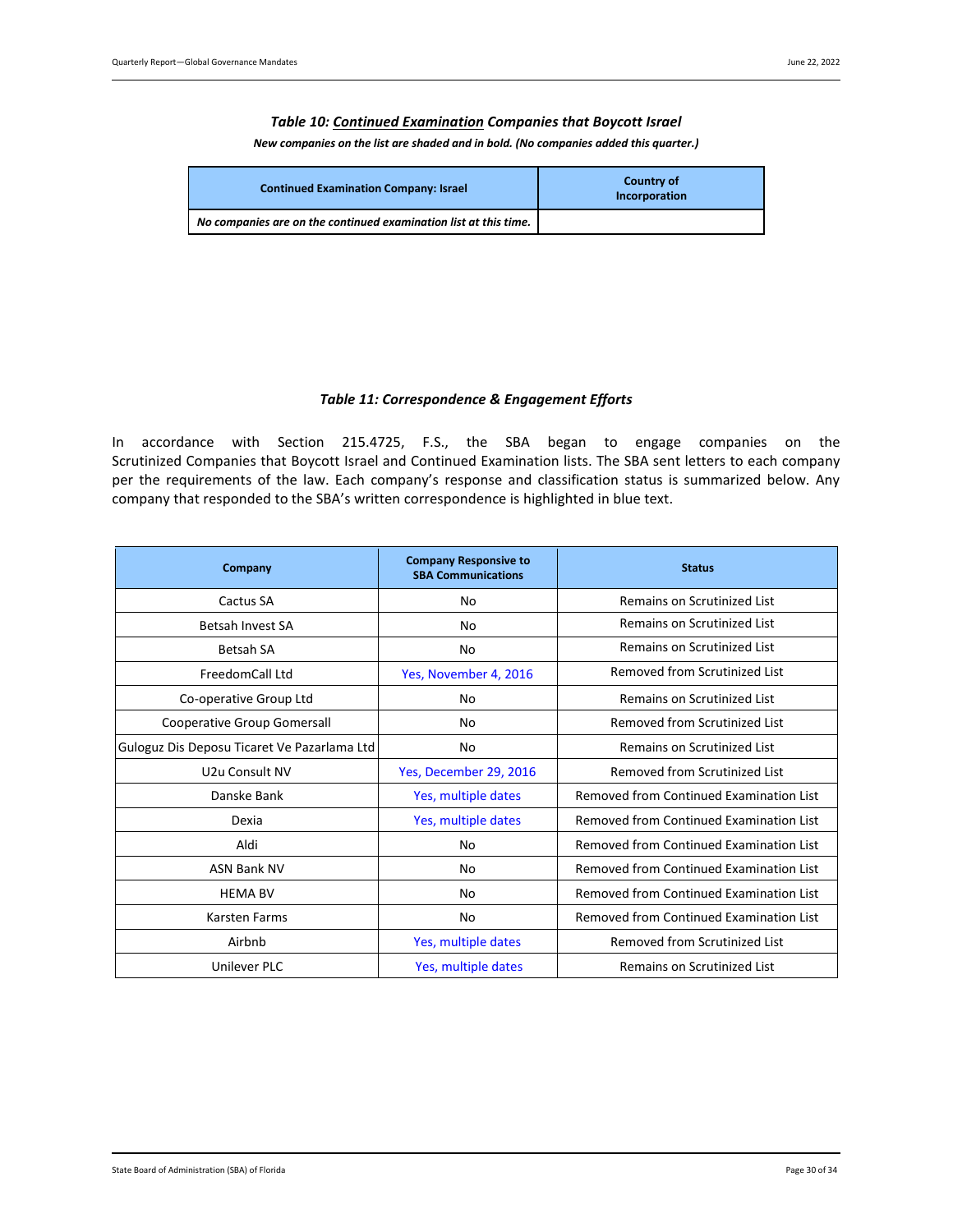### *Table 10: Continued Examination Companies that Boycott Israel*

***New companies on the list are shaded and in bold. (No companies added this quarter.)***

| Continued Examination Company: Israel | Country of Incorporation |
|---|---|
| *No companies are on the continued examination list at this time.* | |

### *Table 11: Correspondence & Engagement Efforts*

In accordance with Section 215.4725, F.S., the SBA began to engage companies on the Scrutinized Companies that Boycott Israel and Continued Examination lists. The SBA sent letters to each company per the requirements of the law. Each company's response and classification status is summarized below. Any company that responded to the SBA's written correspondence is highlighted in blue text.

| Company | Company Responsive to SBA Communications | Status |
|---|---|---|
| Cactus SA | No | Remains on Scrutinized List |
| Betsah Invest SA | No | Remains on Scrutinized List |
| Betsah SA | No | Remains on Scrutinized List |
| FreedomCall Ltd | Yes, November 4, 2016 | Removed from Scrutinized List |
| Co-operative Group Ltd | No | Remains on Scrutinized List |
| Cooperative Group Gomersall | No | Removed from Scrutinized List |
| Guloguz Dis Deposu Ticaret Ve Pazarlama Ltd | No | Remains on Scrutinized List |
| U2u Consult NV | Yes, December 29, 2016 | Removed from Scrutinized List |
| Danske Bank | Yes, multiple dates | Removed from Continued Examination List |
| Dexia | Yes, multiple dates | Removed from Continued Examination List |
| Aldi | No | Removed from Continued Examination List |
| ASN Bank NV | No | Removed from Continued Examination List |
| HEMA BV | No | Removed from Continued Examination List |
| Karsten Farms | No | Removed from Continued Examination List |
| Airbnb | Yes, multiple dates | Removed from Scrutinized List |
| Unilever PLC | Yes, multiple dates | Remains on Scrutinized List |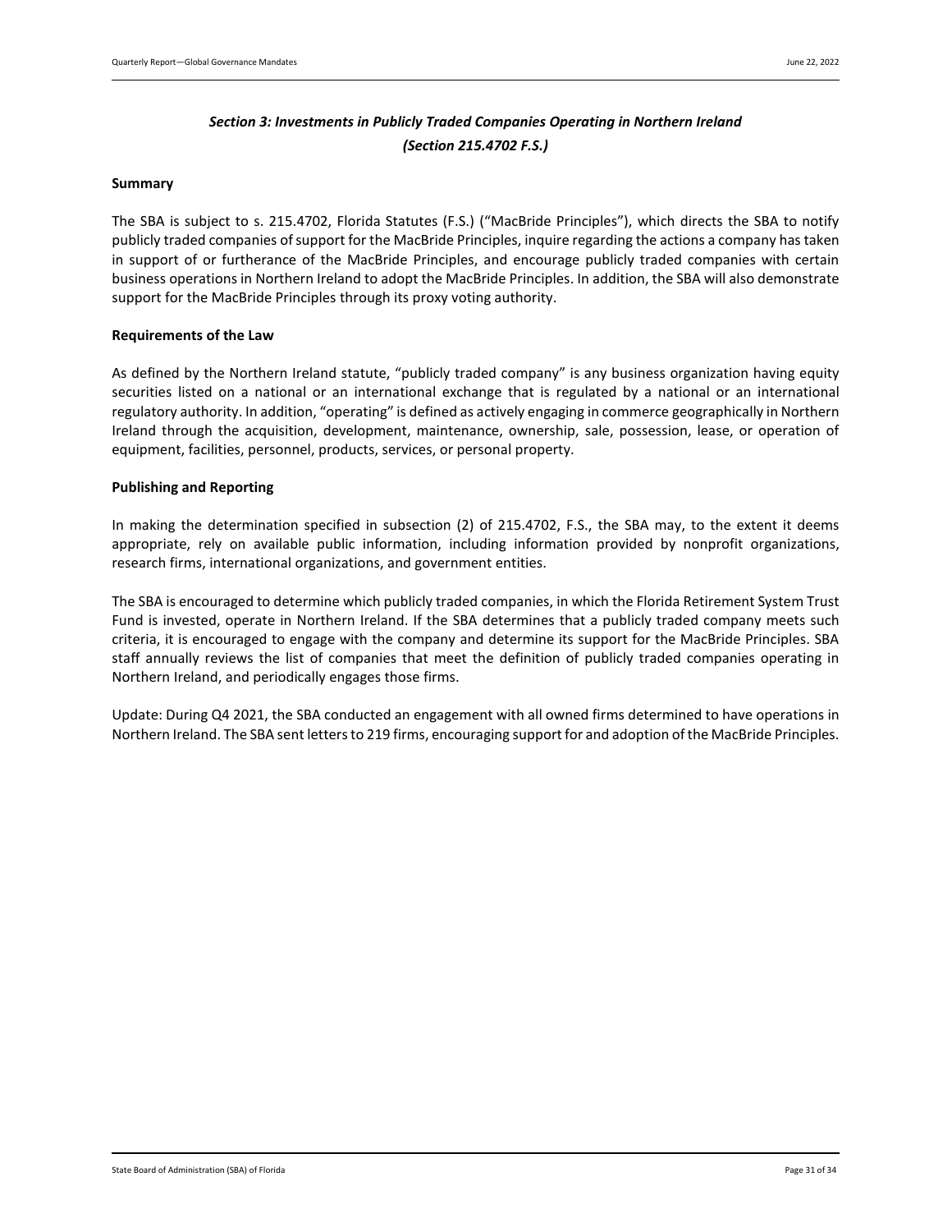## *Section 3: Investments in Publicly Traded Companies Operating in Northern Ireland (Section 215.4702 F.S.)*

### Summary

The SBA is subject to s. 215.4702, Florida Statutes (F.S.) ("MacBride Principles"), which directs the SBA to notify publicly traded companies of support for the MacBride Principles, inquire regarding the actions a company has taken in support of or furtherance of the MacBride Principles, and encourage publicly traded companies with certain business operations in Northern Ireland to adopt the MacBride Principles. In addition, the SBA will also demonstrate support for the MacBride Principles through its proxy voting authority.

### Requirements of the Law

As defined by the Northern Ireland statute, "publicly traded company" is any business organization having equity securities listed on a national or an international exchange that is regulated by a national or an international regulatory authority. In addition, "operating" is defined as actively engaging in commerce geographically in Northern Ireland through the acquisition, development, maintenance, ownership, sale, possession, lease, or operation of equipment, facilities, personnel, products, services, or personal property.

### Publishing and Reporting

In making the determination specified in subsection (2) of 215.4702, F.S., the SBA may, to the extent it deems appropriate, rely on available public information, including information provided by nonprofit organizations, research firms, international organizations, and government entities.

The SBA is encouraged to determine which publicly traded companies, in which the Florida Retirement System Trust Fund is invested, operate in Northern Ireland. If the SBA determines that a publicly traded company meets such criteria, it is encouraged to engage with the company and determine its support for the MacBride Principles. SBA staff annually reviews the list of companies that meet the definition of publicly traded companies operating in Northern Ireland, and periodically engages those firms.

Update: During Q4 2021, the SBA conducted an engagement with all owned firms determined to have operations in Northern Ireland. The SBA sent letters to 219 firms, encouraging support for and adoption of the MacBride Principles.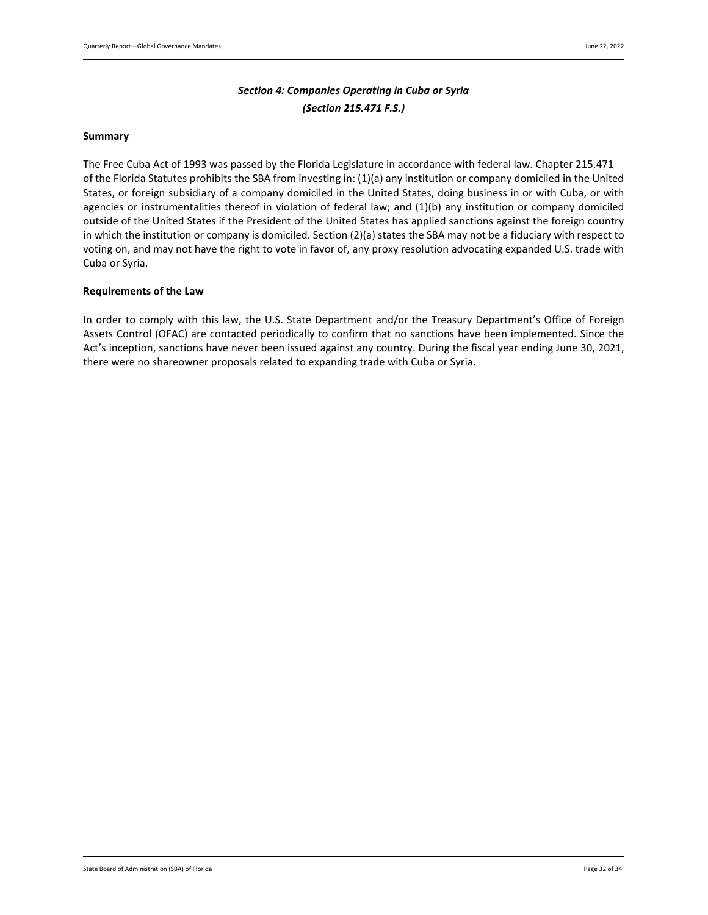## *Section 4: Companies Operating in Cuba or Syria*
## *(Section 215.471 F.S.)*

**Summary**

The Free Cuba Act of 1993 was passed by the Florida Legislature in accordance with federal law. Chapter 215.471 of the Florida Statutes prohibits the SBA from investing in: (1)(a) any institution or company domiciled in the United States, or foreign subsidiary of a company domiciled in the United States, doing business in or with Cuba, or with agencies or instrumentalities thereof in violation of federal law; and (1)(b) any institution or company domiciled outside of the United States if the President of the United States has applied sanctions against the foreign country in which the institution or company is domiciled. Section (2)(a) states the SBA may not be a fiduciary with respect to voting on, and may not have the right to vote in favor of, any proxy resolution advocating expanded U.S. trade with Cuba or Syria.

**Requirements of the Law**

In order to comply with this law, the U.S. State Department and/or the Treasury Department's Office of Foreign Assets Control (OFAC) are contacted periodically to confirm that no sanctions have been implemented. Since the Act's inception, sanctions have never been issued against any country. During the fiscal year ending June 30, 2021, there were no shareowner proposals related to expanding trade with Cuba or Syria.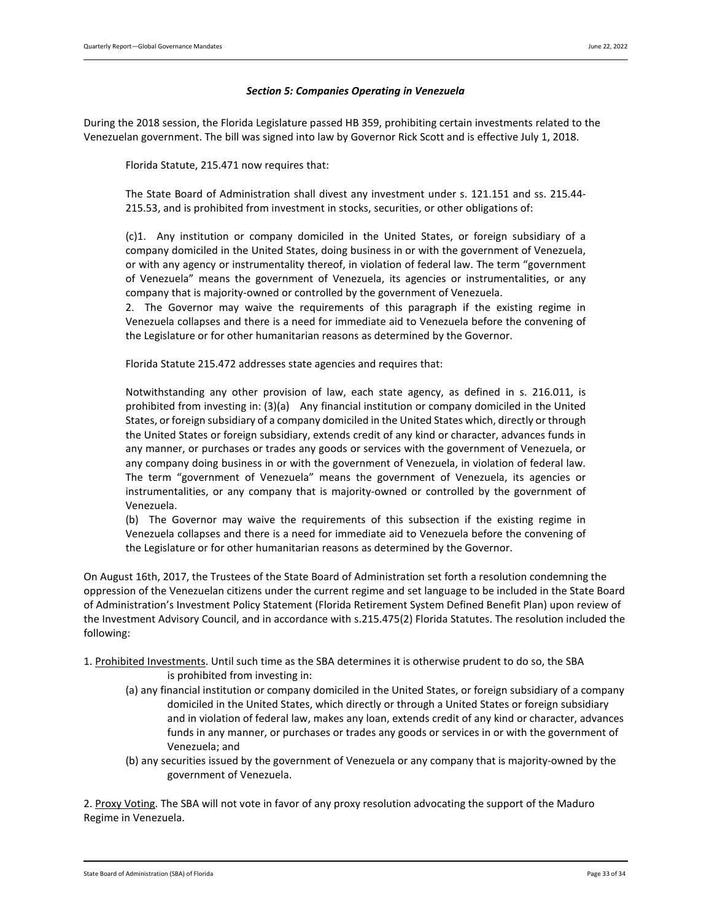### *Section 5: Companies Operating in Venezuela*

During the 2018 session, the Florida Legislature passed HB 359, prohibiting certain investments related to the Venezuelan government. The bill was signed into law by Governor Rick Scott and is effective July 1, 2018.

> Florida Statute, 215.471 now requires that:
>
> The State Board of Administration shall divest any investment under s. 121.151 and ss. 215.44-215.53, and is prohibited from investment in stocks, securities, or other obligations of:
>
> (c)1. Any institution or company domiciled in the United States, or foreign subsidiary of a company domiciled in the United States, doing business in or with the government of Venezuela, or with any agency or instrumentality thereof, in violation of federal law. The term "government of Venezuela" means the government of Venezuela, its agencies or instrumentalities, or any company that is majority-owned or controlled by the government of Venezuela.
> 2. The Governor may waive the requirements of this paragraph if the existing regime in Venezuela collapses and there is a need for immediate aid to Venezuela before the convening of the Legislature or for other humanitarian reasons as determined by the Governor.
>
> Florida Statute 215.472 addresses state agencies and requires that:
>
> Notwithstanding any other provision of law, each state agency, as defined in s. 216.011, is prohibited from investing in: (3)(a) Any financial institution or company domiciled in the United States, or foreign subsidiary of a company domiciled in the United States which, directly or through the United States or foreign subsidiary, extends credit of any kind or character, advances funds in any manner, or purchases or trades any goods or services with the government of Venezuela, or any company doing business in or with the government of Venezuela, in violation of federal law. The term "government of Venezuela" means the government of Venezuela, its agencies or instrumentalities, or any company that is majority-owned or controlled by the government of Venezuela.
> (b) The Governor may waive the requirements of this subsection if the existing regime in Venezuela collapses and there is a need for immediate aid to Venezuela before the convening of the Legislature or for other humanitarian reasons as determined by the Governor.

On August 16th, 2017, the Trustees of the State Board of Administration set forth a resolution condemning the oppression of the Venezuelan citizens under the current regime and set language to be included in the State Board of Administration's Investment Policy Statement (Florida Retirement System Defined Benefit Plan) upon review of the Investment Advisory Council, and in accordance with s.215.475(2) Florida Statutes. The resolution included the following:

1. Prohibited Investments. Until such time as the SBA determines it is otherwise prudent to do so, the SBA is prohibited from investing in:
   - (a) any financial institution or company domiciled in the United States, or foreign subsidiary of a company domiciled in the United States, which directly or through a United States or foreign subsidiary and in violation of federal law, makes any loan, extends credit of any kind or character, advances funds in any manner, or purchases or trades any goods or services in or with the government of Venezuela; and
   - (b) any securities issued by the government of Venezuela or any company that is majority-owned by the government of Venezuela.

2. Proxy Voting. The SBA will not vote in favor of any proxy resolution advocating the support of the Maduro Regime in Venezuela.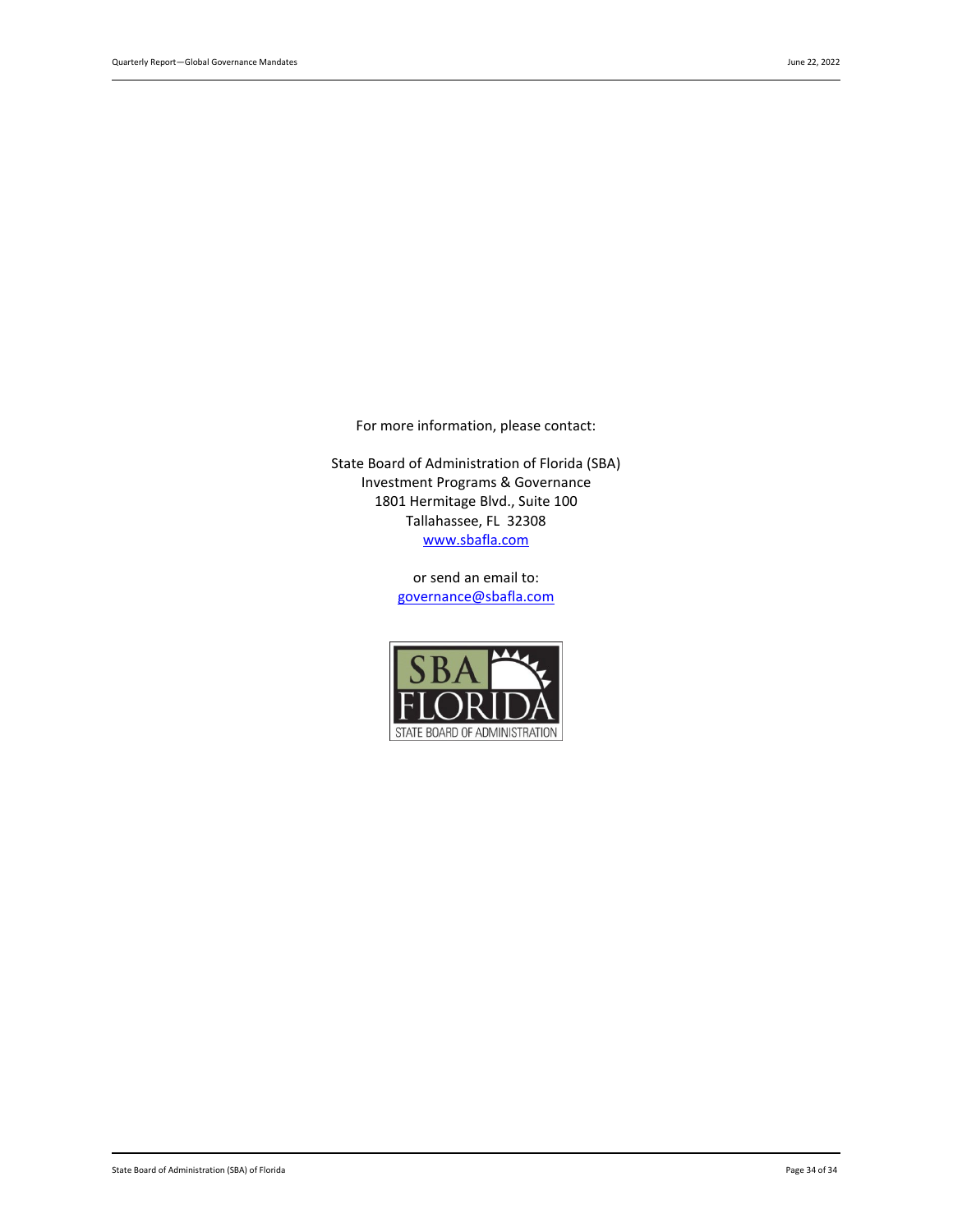For more information, please contact:

State Board of Administration of Florida (SBA)
Investment Programs & Governance
1801 Hermitage Blvd., Suite 100
Tallahassee, FL 32308
www.sbafla.com

or send an email to:
governance@sbafla.com

SBA FLORIDA
STATE BOARD OF ADMINISTRATION